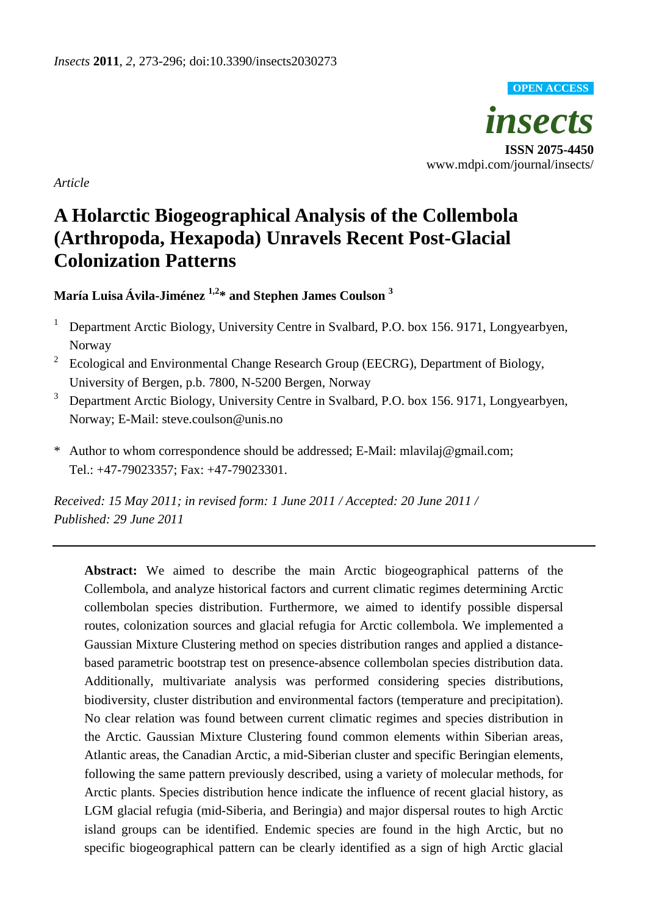*Article*

# A Holarctic Biogeographical Analysis of the Collembola (Arthropoda, Hexapoda) Unravels Recent Post-Glacial Colonization Patterns

**María Luisa Ávila-Jiménez [1,2],* and Stephen James Coulson [3]**

1. Department Arctic Biology, University Centre in Svalbard, P.O. box 156. 9171, Longyearbyen, Norway
2. Ecological and Environmental Change Research Group (EECRG), Department of Biology, University of Bergen, p.b. 7800, N-5200 Bergen, Norway
3. Department Arctic Biology, University Centre in Svalbard, P.O. box 156. 9171, Longyearbyen, Norway; E-Mail: steve.coulson@unis.no

\* Author to whom correspondence should be addressed; E-Mail: mlavilaj@gmail.com; Tel.: +47-79023357; Fax: +47-79023301.

*Received: 15 May 2011; in revised form: 1 June 2011 / Accepted: 20 June 2011 / Published: 29 June 2011*

---

**Abstract:** We aimed to describe the main Arctic biogeographical patterns of the Collembola, and analyze historical factors and current climatic regimes determining Arctic collembolan species distribution. Furthermore, we aimed to identify possible dispersal routes, colonization sources and glacial refugia for Arctic collembola. We implemented a Gaussian Mixture Clustering method on species distribution ranges and applied a distance-based parametric bootstrap test on presence-absence collembolan species distribution data. Additionally, multivariate analysis was performed considering species distributions, biodiversity, cluster distribution and environmental factors (temperature and precipitation). No clear relation was found between current climatic regimes and species distribution in the Arctic. Gaussian Mixture Clustering found common elements within Siberian areas, Atlantic areas, the Canadian Arctic, a mid-Siberian cluster and specific Beringian elements, following the same pattern previously described, using a variety of molecular methods, for Arctic plants. Species distribution hence indicate the influence of recent glacial history, as LGM glacial refugia (mid-Siberia, and Beringia) and major dispersal routes to high Arctic island groups can be identified. Endemic species are found in the high Arctic, but no specific biogeographical pattern can be clearly identified as a sign of high Arctic glacial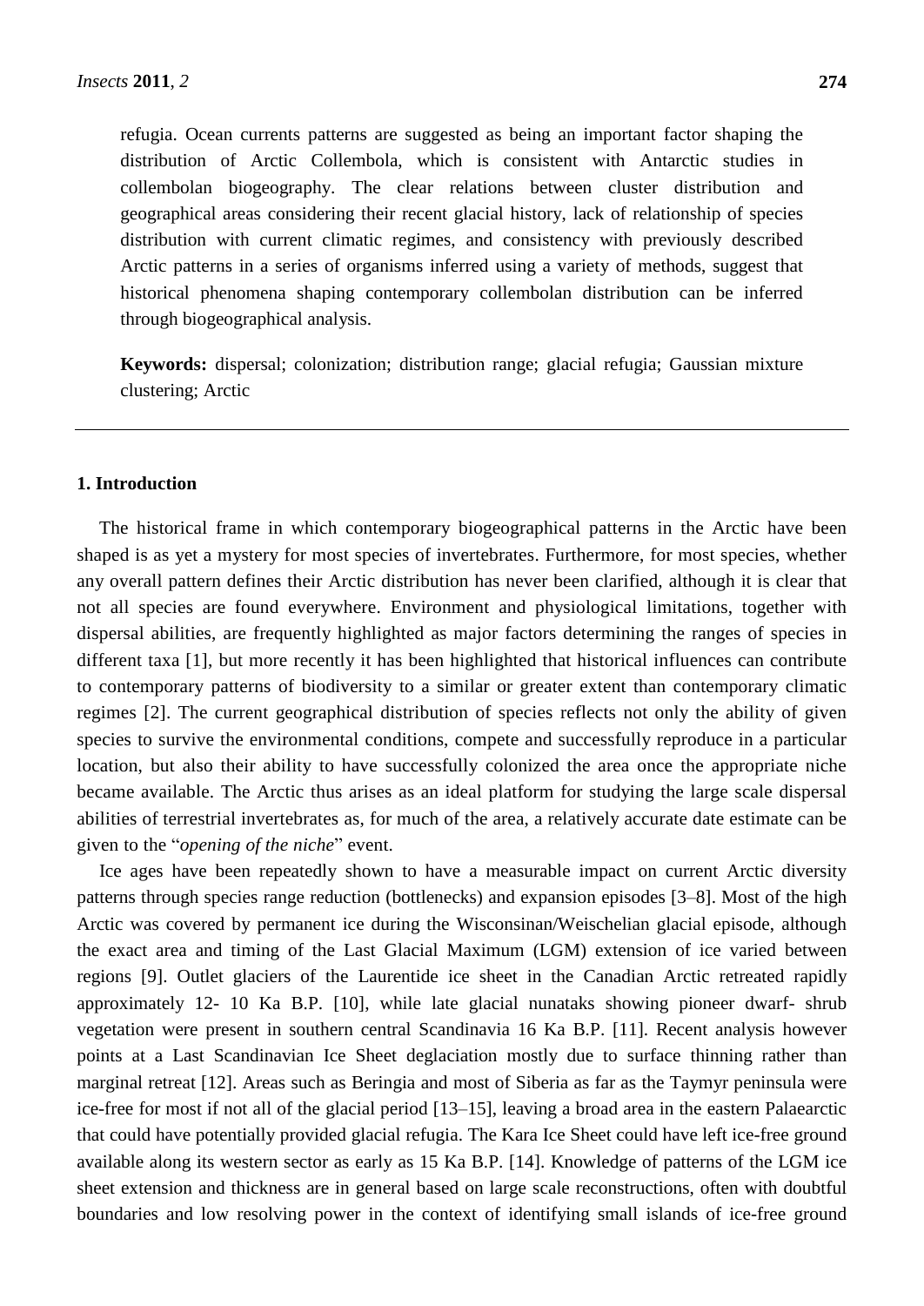refugia. Ocean currents patterns are suggested as being an important factor shaping the distribution of Arctic Collembola, which is consistent with Antarctic studies in collembolan biogeography. The clear relations between cluster distribution and geographical areas considering their recent glacial history, lack of relationship of species distribution with current climatic regimes, and consistency with previously described Arctic patterns in a series of organisms inferred using a variety of methods, suggest that historical phenomena shaping contemporary collembolan distribution can be inferred through biogeographical analysis.

**Keywords:** dispersal; colonization; distribution range; glacial refugia; Gaussian mixture clustering; Arctic

## 1. Introduction

The historical frame in which contemporary biogeographical patterns in the Arctic have been shaped is as yet a mystery for most species of invertebrates. Furthermore, for most species, whether any overall pattern defines their Arctic distribution has never been clarified, although it is clear that not all species are found everywhere. Environment and physiological limitations, together with dispersal abilities, are frequently highlighted as major factors determining the ranges of species in different taxa [1], but more recently it has been highlighted that historical influences can contribute to contemporary patterns of biodiversity to a similar or greater extent than contemporary climatic regimes [2]. The current geographical distribution of species reflects not only the ability of given species to survive the environmental conditions, compete and successfully reproduce in a particular location, but also their ability to have successfully colonized the area once the appropriate niche became available. The Arctic thus arises as an ideal platform for studying the large scale dispersal abilities of terrestrial invertebrates as, for much of the area, a relatively accurate date estimate can be given to the "*opening of the niche*" event.

Ice ages have been repeatedly shown to have a measurable impact on current Arctic diversity patterns through species range reduction (bottlenecks) and expansion episodes [3–8]. Most of the high Arctic was covered by permanent ice during the Wisconsinan/Weischelian glacial episode, although the exact area and timing of the Last Glacial Maximum (LGM) extension of ice varied between regions [9]. Outlet glaciers of the Laurentide ice sheet in the Canadian Arctic retreated rapidly approximately 12- 10 Ka B.P. [10], while late glacial nunataks showing pioneer dwarf- shrub vegetation were present in southern central Scandinavia 16 Ka B.P. [11]. Recent analysis however points at a Last Scandinavian Ice Sheet deglaciation mostly due to surface thinning rather than marginal retreat [12]. Areas such as Beringia and most of Siberia as far as the Taymyr peninsula were ice-free for most if not all of the glacial period [13–15], leaving a broad area in the eastern Palaearctic that could have potentially provided glacial refugia. The Kara Ice Sheet could have left ice-free ground available along its western sector as early as 15 Ka B.P. [14]. Knowledge of patterns of the LGM ice sheet extension and thickness are in general based on large scale reconstructions, often with doubtful boundaries and low resolving power in the context of identifying small islands of ice-free ground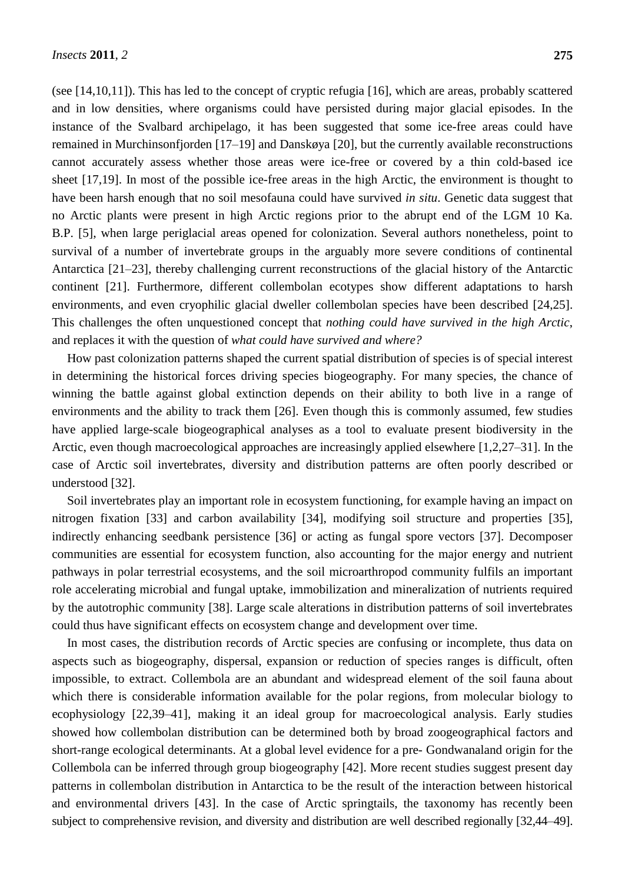(see [14,10,11]). This has led to the concept of cryptic refugia [16], which are areas, probably scattered and in low densities, where organisms could have persisted during major glacial episodes. In the instance of the Svalbard archipelago, it has been suggested that some ice-free areas could have remained in Murchinsonfjorden [17–19] and Danskøya [20], but the currently available reconstructions cannot accurately assess whether those areas were ice-free or covered by a thin cold-based ice sheet [17,19]. In most of the possible ice-free areas in the high Arctic, the environment is thought to have been harsh enough that no soil mesofauna could have survived *in situ*. Genetic data suggest that no Arctic plants were present in high Arctic regions prior to the abrupt end of the LGM 10 Ka. B.P. [5], when large periglacial areas opened for colonization. Several authors nonetheless, point to survival of a number of invertebrate groups in the arguably more severe conditions of continental Antarctica [21–23], thereby challenging current reconstructions of the glacial history of the Antarctic continent [21]. Furthermore, different collembolan ecotypes show different adaptations to harsh environments, and even cryophilic glacial dweller collembolan species have been described [24,25]. This challenges the often unquestioned concept that *nothing could have survived in the high Arctic*, and replaces it with the question of *what could have survived and where?*

How past colonization patterns shaped the current spatial distribution of species is of special interest in determining the historical forces driving species biogeography. For many species, the chance of winning the battle against global extinction depends on their ability to both live in a range of environments and the ability to track them [26]. Even though this is commonly assumed, few studies have applied large-scale biogeographical analyses as a tool to evaluate present biodiversity in the Arctic, even though macroecological approaches are increasingly applied elsewhere [1,2,27–31]. In the case of Arctic soil invertebrates, diversity and distribution patterns are often poorly described or understood [32].

Soil invertebrates play an important role in ecosystem functioning, for example having an impact on nitrogen fixation [33] and carbon availability [34], modifying soil structure and properties [35], indirectly enhancing seedbank persistence [36] or acting as fungal spore vectors [37]. Decomposer communities are essential for ecosystem function, also accounting for the major energy and nutrient pathways in polar terrestrial ecosystems, and the soil microarthropod community fulfils an important role accelerating microbial and fungal uptake, immobilization and mineralization of nutrients required by the autotrophic community [38]. Large scale alterations in distribution patterns of soil invertebrates could thus have significant effects on ecosystem change and development over time.

In most cases, the distribution records of Arctic species are confusing or incomplete, thus data on aspects such as biogeography, dispersal, expansion or reduction of species ranges is difficult, often impossible, to extract. Collembola are an abundant and widespread element of the soil fauna about which there is considerable information available for the polar regions, from molecular biology to ecophysiology [22,39–41], making it an ideal group for macroecological analysis. Early studies showed how collembolan distribution can be determined both by broad zoogeographical factors and short-range ecological determinants. At a global level evidence for a pre- Gondwanaland origin for the Collembola can be inferred through group biogeography [42]. More recent studies suggest present day patterns in collembolan distribution in Antarctica to be the result of the interaction between historical and environmental drivers [43]. In the case of Arctic springtails, the taxonomy has recently been subject to comprehensive revision, and diversity and distribution are well described regionally [32,44–49].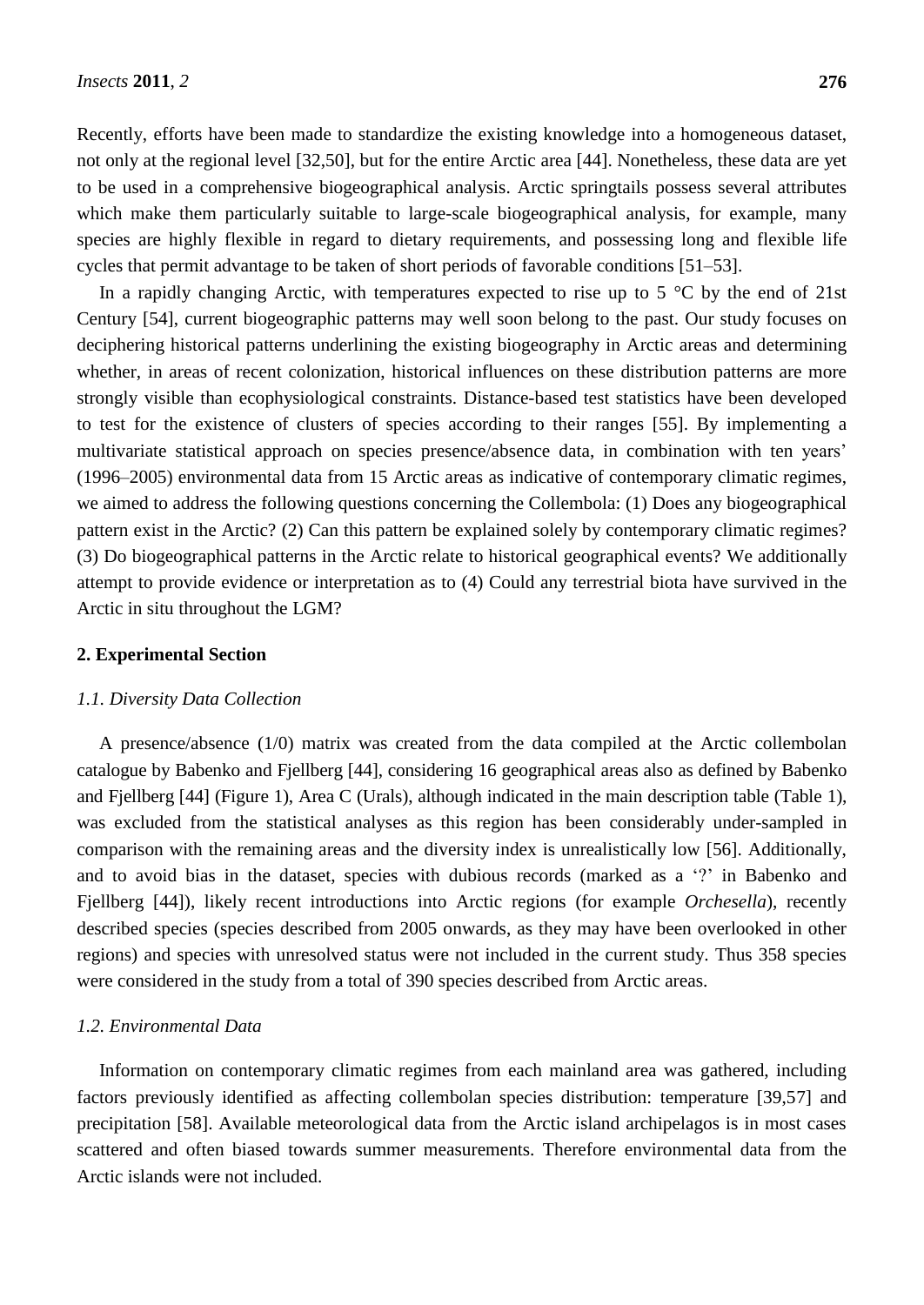Recently, efforts have been made to standardize the existing knowledge into a homogeneous dataset, not only at the regional level [32,50], but for the entire Arctic area [44]. Nonetheless, these data are yet to be used in a comprehensive biogeographical analysis. Arctic springtails possess several attributes which make them particularly suitable to large-scale biogeographical analysis, for example, many species are highly flexible in regard to dietary requirements, and possessing long and flexible life cycles that permit advantage to be taken of short periods of favorable conditions [51–53].

In a rapidly changing Arctic, with temperatures expected to rise up to 5 °C by the end of 21st Century [54], current biogeographic patterns may well soon belong to the past. Our study focuses on deciphering historical patterns underlining the existing biogeography in Arctic areas and determining whether, in areas of recent colonization, historical influences on these distribution patterns are more strongly visible than ecophysiological constraints. Distance-based test statistics have been developed to test for the existence of clusters of species according to their ranges [55]. By implementing a multivariate statistical approach on species presence/absence data, in combination with ten years' (1996–2005) environmental data from 15 Arctic areas as indicative of contemporary climatic regimes, we aimed to address the following questions concerning the Collembola: (1) Does any biogeographical pattern exist in the Arctic? (2) Can this pattern be explained solely by contemporary climatic regimes? (3) Do biogeographical patterns in the Arctic relate to historical geographical events? We additionally attempt to provide evidence or interpretation as to (4) Could any terrestrial biota have survived in the Arctic in situ throughout the LGM?

## 2. Experimental Section

### *1.1. Diversity Data Collection*

A presence/absence (1/0) matrix was created from the data compiled at the Arctic collembolan catalogue by Babenko and Fjellberg [44], considering 16 geographical areas also as defined by Babenko and Fjellberg [44] (Figure 1), Area C (Urals), although indicated in the main description table (Table 1), was excluded from the statistical analyses as this region has been considerably under-sampled in comparison with the remaining areas and the diversity index is unrealistically low [56]. Additionally, and to avoid bias in the dataset, species with dubious records (marked as a '?' in Babenko and Fjellberg [44]), likely recent introductions into Arctic regions (for example *Orchesella*), recently described species (species described from 2005 onwards, as they may have been overlooked in other regions) and species with unresolved status were not included in the current study. Thus 358 species were considered in the study from a total of 390 species described from Arctic areas.

### *1.2. Environmental Data*

Information on contemporary climatic regimes from each mainland area was gathered, including factors previously identified as affecting collembolan species distribution: temperature [39,57] and precipitation [58]. Available meteorological data from the Arctic island archipelagos is in most cases scattered and often biased towards summer measurements. Therefore environmental data from the Arctic islands were not included.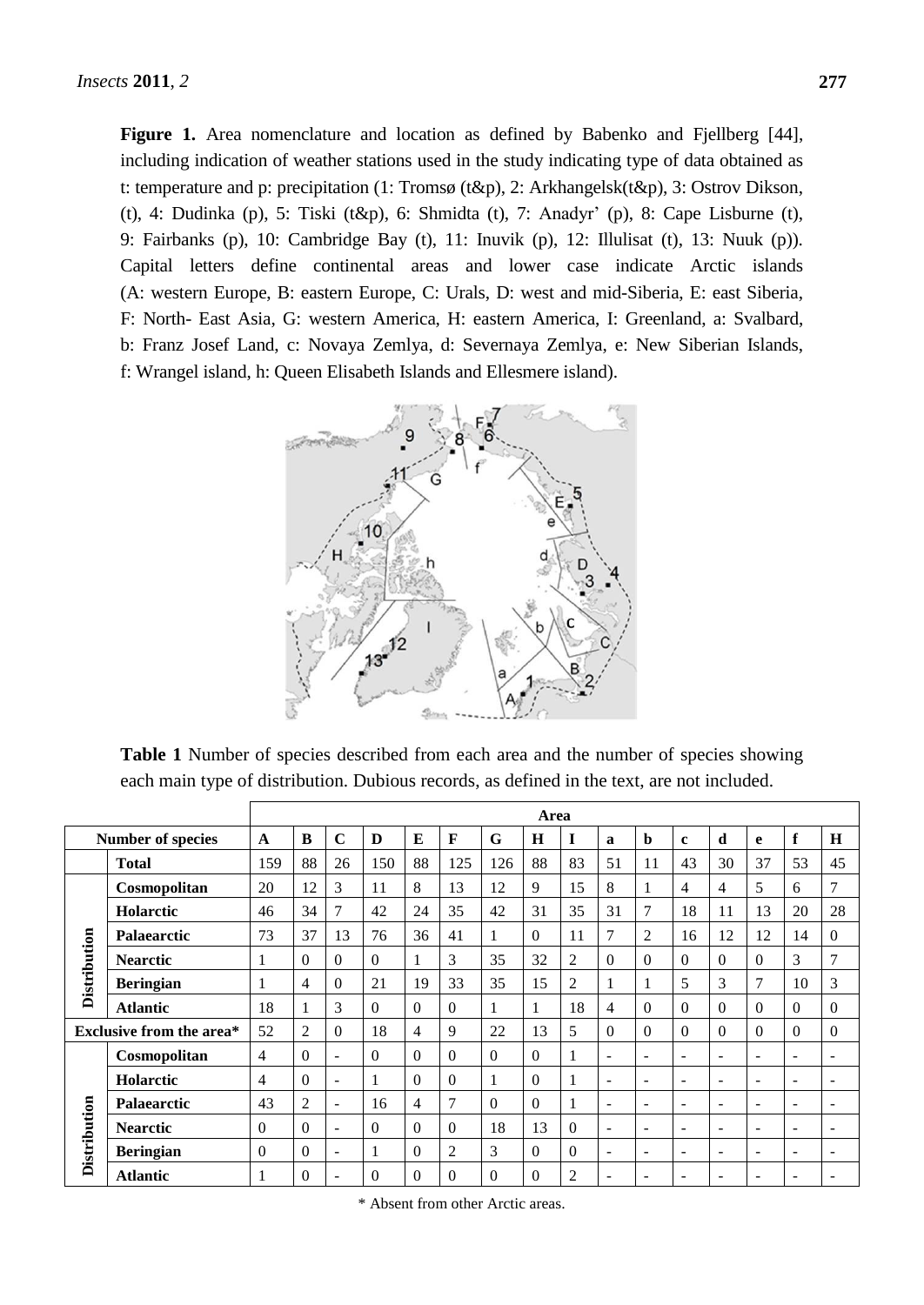**Figure 1.** Area nomenclature and location as defined by Babenko and Fjellberg [44], including indication of weather stations used in the study indicating type of data obtained as t: temperature and p: precipitation (1: Tromsø (t&p), 2: Arkhangelsk(t&p), 3: Ostrov Dikson, (t), 4: Dudinka (p), 5: Tiski (t&p), 6: Shmidta (t), 7: Anadyr' (p), 8: Cape Lisburne (t), 9: Fairbanks (p), 10: Cambridge Bay (t), 11: Inuvik (p), 12: Illulisat (t), 13: Nuuk (p)). Capital letters define continental areas and lower case indicate Arctic islands (A: western Europe, B: eastern Europe, C: Urals, D: west and mid-Siberia, E: east Siberia, F: North- East Asia, G: western America, H: eastern America, I: Greenland, a: Svalbard, b: Franz Josef Land, c: Novaya Zemlya, d: Severnaya Zemlya, e: New Siberian Islands, f: Wrangel island, h: Queen Elisabeth Islands and Ellesmere island).

**Table 1** Number of species described from each area and the number of species showing each main type of distribution. Dubious records, as defined in the text, are not included.

| | | Area | | | | | | | | | | | | | | | |
|---|---|---|---|---|---|---|---|---|---|---|---|---|---|---|---|---|---|
| Number of species | | A | B | C | D | E | F | G | H | I | a | b | c | d | e | f | H |
| | Total | 159 | 88 | 26 | 150 | 88 | 125 | 126 | 88 | 83 | 51 | 11 | 43 | 30 | 37 | 53 | 45 |
| Distribution | Cosmopolitan | 20 | 12 | 3 | 11 | 8 | 13 | 12 | 9 | 15 | 8 | 1 | 4 | 4 | 5 | 6 | 7 |
| | Holarctic | 46 | 34 | 7 | 42 | 24 | 35 | 42 | 31 | 35 | 31 | 7 | 18 | 11 | 13 | 20 | 28 |
| | Palaearctic | 73 | 37 | 13 | 76 | 36 | 41 | 1 | 0 | 11 | 7 | 2 | 16 | 12 | 12 | 14 | 0 |
| | Nearctic | 1 | 0 | 0 | 0 | 1 | 3 | 35 | 32 | 2 | 0 | 0 | 0 | 0 | 0 | 3 | 7 |
| | Beringian | 1 | 4 | 0 | 21 | 19 | 33 | 35 | 15 | 2 | 1 | 1 | 5 | 3 | 7 | 10 | 3 |
| | Atlantic | 18 | 1 | 3 | 0 | 0 | 0 | 1 | 1 | 18 | 4 | 0 | 0 | 0 | 0 | 0 | 0 |
| Exclusive from the area* | | 52 | 2 | 0 | 18 | 4 | 9 | 22 | 13 | 5 | 0 | 0 | 0 | 0 | 0 | 0 | 0 |
| Distribution | Cosmopolitan | 4 | 0 | - | 0 | 0 | 0 | 0 | 0 | 1 | - | - | - | - | - | - | - |
| | Holarctic | 4 | 0 | - | 1 | 0 | 0 | 1 | 0 | 1 | - | - | - | - | - | - | - |
| | Palaearctic | 43 | 2 | - | 16 | 4 | 7 | 0 | 0 | 1 | - | - | - | - | - | - | - |
| | Nearctic | 0 | 0 | - | 0 | 0 | 0 | 18 | 13 | 0 | - | - | - | - | - | - | - |
| | Beringian | 0 | 0 | - | 1 | 0 | 2 | 3 | 0 | 0 | - | - | - | - | - | - | - |
| | Atlantic | 1 | 0 | - | 0 | 0 | 0 | 0 | 0 | 2 | - | - | - | - | - | - | - |

\* Absent from other Arctic areas.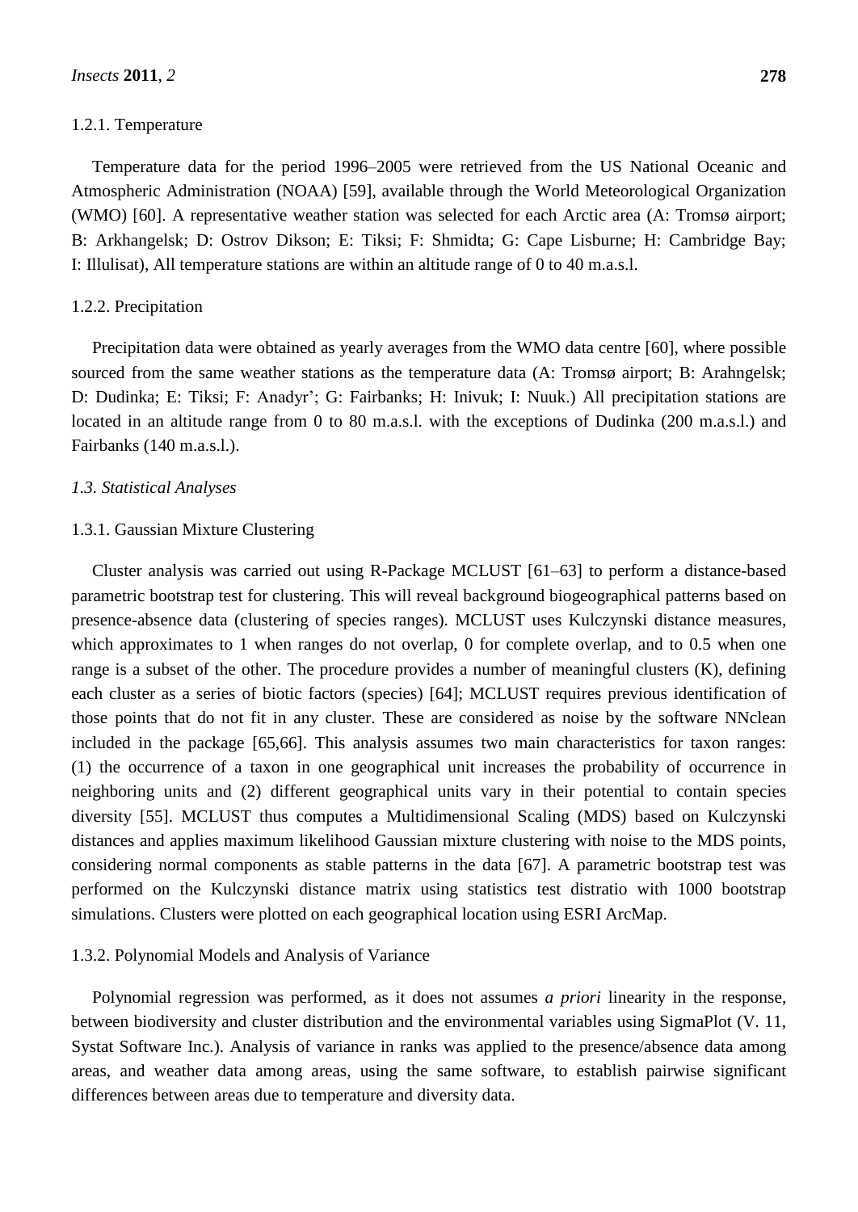#### 1.2.1. Temperature

Temperature data for the period 1996–2005 were retrieved from the US National Oceanic and Atmospheric Administration (NOAA) [59], available through the World Meteorological Organization (WMO) [60]. A representative weather station was selected for each Arctic area (A: Tromsø airport; B: Arkhangelsk; D: Ostrov Dikson; E: Tiksi; F: Shmidta; G: Cape Lisburne; H: Cambridge Bay; I: Illulisat), All temperature stations are within an altitude range of 0 to 40 m.a.s.l.

#### 1.2.2. Precipitation

Precipitation data were obtained as yearly averages from the WMO data centre [60], where possible sourced from the same weather stations as the temperature data (A: Tromsø airport; B: Arahngelsk; D: Dudinka; E: Tiksi; F: Anadyr'; G: Fairbanks; H: Inivuk; I: Nuuk.) All precipitation stations are located in an altitude range from 0 to 80 m.a.s.l. with the exceptions of Dudinka (200 m.a.s.l.) and Fairbanks (140 m.a.s.l.).

### *1.3. Statistical Analyses*

#### 1.3.1. Gaussian Mixture Clustering

Cluster analysis was carried out using R-Package MCLUST [61–63] to perform a distance-based parametric bootstrap test for clustering. This will reveal background biogeographical patterns based on presence-absence data (clustering of species ranges). MCLUST uses Kulczynski distance measures, which approximates to 1 when ranges do not overlap, 0 for complete overlap, and to 0.5 when one range is a subset of the other. The procedure provides a number of meaningful clusters (K), defining each cluster as a series of biotic factors (species) [64]; MCLUST requires previous identification of those points that do not fit in any cluster. These are considered as noise by the software NNclean included in the package [65,66]. This analysis assumes two main characteristics for taxon ranges: (1) the occurrence of a taxon in one geographical unit increases the probability of occurrence in neighboring units and (2) different geographical units vary in their potential to contain species diversity [55]. MCLUST thus computes a Multidimensional Scaling (MDS) based on Kulczynski distances and applies maximum likelihood Gaussian mixture clustering with noise to the MDS points, considering normal components as stable patterns in the data [67]. A parametric bootstrap test was performed on the Kulczynski distance matrix using statistics test distratio with 1000 bootstrap simulations. Clusters were plotted on each geographical location using ESRI ArcMap.

#### 1.3.2. Polynomial Models and Analysis of Variance

Polynomial regression was performed, as it does not assumes *a priori* linearity in the response, between biodiversity and cluster distribution and the environmental variables using SigmaPlot (V. 11, Systat Software Inc.). Analysis of variance in ranks was applied to the presence/absence data among areas, and weather data among areas, using the same software, to establish pairwise significant differences between areas due to temperature and diversity data.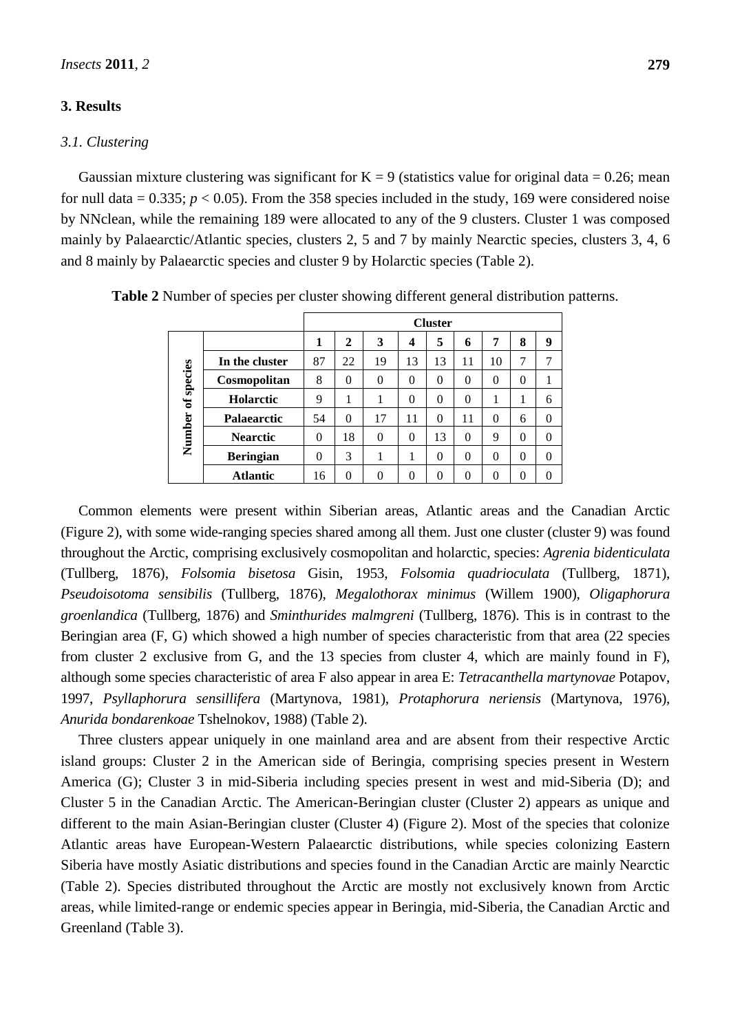## 3. Results

### 3.1. Clustering

Gaussian mixture clustering was significant for K = 9 (statistics value for original data = 0.26; mean for null data = 0.335; $p < 0.05$). From the 358 species included in the study, 169 were considered noise by NNclean, while the remaining 189 were allocated to any of the 9 clusters. Cluster 1 was composed mainly by Palaearctic/Atlantic species, clusters 2, 5 and 7 by mainly Nearctic species, clusters 3, 4, 6 and 8 mainly by Palaearctic species and cluster 9 by Holarctic species (Table 2).

**Table 2** Number of species per cluster showing different general distribution patterns.

| | | Cluster | | | | | | | | |
|---|---|---|---|---|---|---|---|---|---|---|
| | | **1** | **2** | **3** | **4** | **5** | **6** | **7** | **8** | **9** |
| Number of species | **In the cluster** | 87 | 22 | 19 | 13 | 13 | 11 | 10 | 7 | 7 |
| | **Cosmopolitan** | 8 | 0 | 0 | 0 | 0 | 0 | 0 | 0 | 1 |
| | **Holarctic** | 9 | 1 | 1 | 0 | 0 | 0 | 1 | 1 | 6 |
| | **Palaearctic** | 54 | 0 | 17 | 11 | 0 | 11 | 0 | 6 | 0 |
| | **Nearctic** | 0 | 18 | 0 | 0 | 13 | 0 | 9 | 0 | 0 |
| | **Beringian** | 0 | 3 | 1 | 1 | 0 | 0 | 0 | 0 | 0 |
| | **Atlantic** | 16 | 0 | 0 | 0 | 0 | 0 | 0 | 0 | 0 |

Common elements were present within Siberian areas, Atlantic areas and the Canadian Arctic (Figure 2), with some wide-ranging species shared among all them. Just one cluster (cluster 9) was found throughout the Arctic, comprising exclusively cosmopolitan and holarctic, species: *Agrenia bidenticulata* (Tullberg, 1876), *Folsomia bisetosa* Gisin, 1953, *Folsomia quadrioculata* (Tullberg, 1871), *Pseudoisotoma sensibilis* (Tullberg, 1876), *Megalothorax minimus* (Willem 1900), *Oligaphorura groenlandica* (Tullberg, 1876) and *Sminthurides malmgreni* (Tullberg, 1876). This is in contrast to the Beringian area (F, G) which showed a high number of species characteristic from that area (22 species from cluster 2 exclusive from G, and the 13 species from cluster 4, which are mainly found in F), although some species characteristic of area F also appear in area E: *Tetracanthella martynovae* Potapov, 1997, *Psyllaphorura sensillifera* (Martynova, 1981), *Protaphorura neriensis* (Martynova, 1976), *Anurida bondarenkoae* Tshelnokov, 1988) (Table 2).

Three clusters appear uniquely in one mainland area and are absent from their respective Arctic island groups: Cluster 2 in the American side of Beringia, comprising species present in Western America (G); Cluster 3 in mid-Siberia including species present in west and mid-Siberia (D); and Cluster 5 in the Canadian Arctic. The American-Beringian cluster (Cluster 2) appears as unique and different to the main Asian-Beringian cluster (Cluster 4) (Figure 2). Most of the species that colonize Atlantic areas have European-Western Palaearctic distributions, while species colonizing Eastern Siberia have mostly Asiatic distributions and species found in the Canadian Arctic are mainly Nearctic (Table 2). Species distributed throughout the Arctic are mostly not exclusively known from Arctic areas, while limited-range or endemic species appear in Beringia, mid-Siberia, the Canadian Arctic and Greenland (Table 3).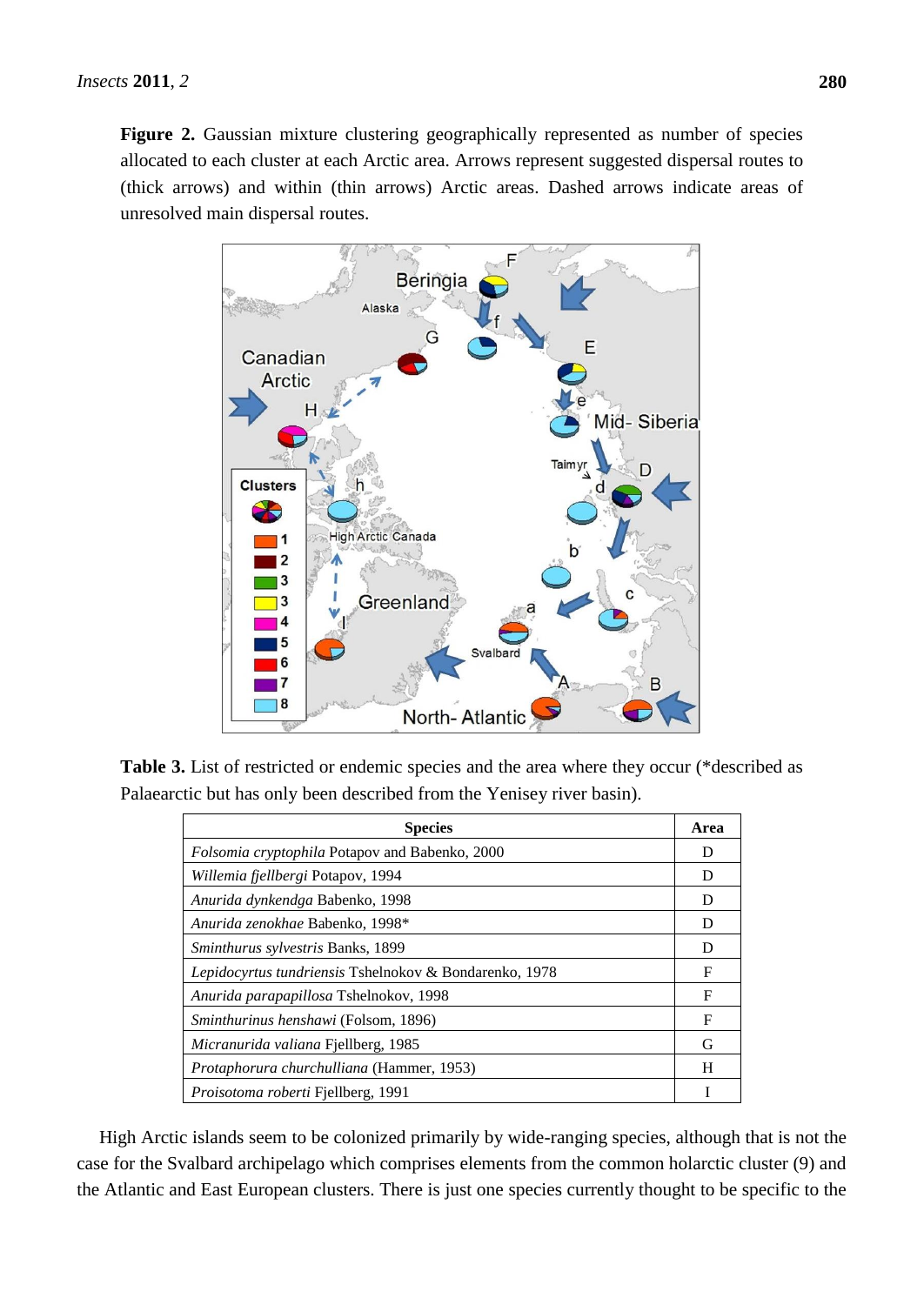**Figure 2.** Gaussian mixture clustering geographically represented as number of species allocated to each cluster at each Arctic area. Arrows represent suggested dispersal routes to (thick arrows) and within (thin arrows) Arctic areas. Dashed arrows indicate areas of unresolved main dispersal routes.

**Table 3.** List of restricted or endemic species and the area where they occur (*described as Palaearctic but has only been described from the Yenisey river basin).

| Species | Area |
|---|---|
| *Folsomia cryptophila* Potapov and Babenko, 2000 | D |
| *Willemia fjellbergi* Potapov, 1994 | D |
| *Anurida dynkendga* Babenko, 1998 | D |
| *Anurida zenokhae* Babenko, 1998* | D |
| *Sminthurus sylvestris* Banks, 1899 | D |
| *Lepidocyrtus tundriensis* Tshelnokov & Bondarenko, 1978 | F |
| *Anurida parapapillosa* Tshelnokov, 1998 | F |
| *Sminthurinus henshawi* (Folsom, 1896) | F |
| *Micranurida valiana* Fjellberg, 1985 | G |
| *Protaphorura churchulliana* (Hammer, 1953) | H |
| *Proisotoma roberti* Fjellberg, 1991 | I |

High Arctic islands seem to be colonized primarily by wide-ranging species, although that is not the case for the Svalbard archipelago which comprises elements from the common holarctic cluster (9) and the Atlantic and East European clusters. There is just one species currently thought to be specific to the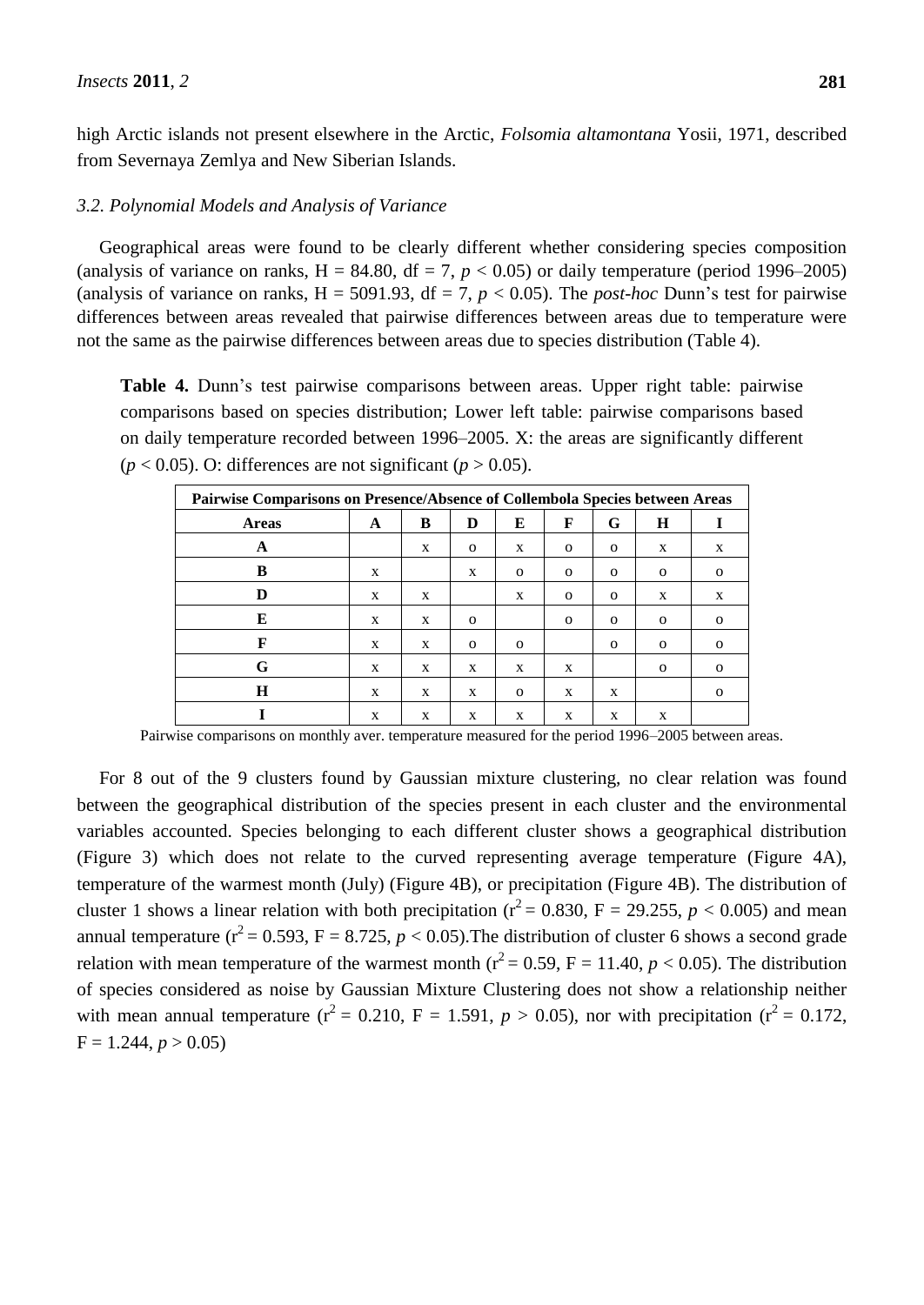high Arctic islands not present elsewhere in the Arctic, *Folsomia altamontana* Yosii, 1971, described from Severnaya Zemlya and New Siberian Islands.

### 3.2. Polynomial Models and Analysis of Variance

Geographical areas were found to be clearly different whether considering species composition (analysis of variance on ranks, H = 84.80, df = 7, $p < 0.05$) or daily temperature (period 1996–2005) (analysis of variance on ranks, H = 5091.93, df = 7, $p < 0.05$). The *post-hoc* Dunn's test for pairwise differences between areas revealed that pairwise differences between areas due to temperature were not the same as the pairwise differences between areas due to species distribution (Table 4).

**Table 4.** Dunn's test pairwise comparisons between areas. Upper right table: pairwise comparisons based on species distribution; Lower left table: pairwise comparisons based on daily temperature recorded between 1996–2005. X: the areas are significantly different ($p < 0.05$). O: differences are not significant ($p > 0.05$).

| **Pairwise Comparisons on Presence/Absence of Collembola Species between Areas** | | | | | | | | |
|---|---|---|---|---|---|---|---|---|
| **Areas** | **A** | **B** | **D** | **E** | **F** | **G** | **H** | **I** |
| **A** | | x | o | x | o | o | x | x |
| **B** | x | | x | o | o | o | o | o |
| **D** | x | x | | x | o | o | x | x |
| **E** | x | x | o | | o | o | o | o |
| **F** | x | x | o | o | | o | o | o |
| **G** | x | x | x | x | x | | o | o |
| **H** | x | x | x | o | x | x | | o |
| **I** | x | x | x | x | x | x | x | |

Pairwise comparisons on monthly aver. temperature measured for the period 1996–2005 between areas.

For 8 out of the 9 clusters found by Gaussian mixture clustering, no clear relation was found between the geographical distribution of the species present in each cluster and the environmental variables accounted. Species belonging to each different cluster shows a geographical distribution (Figure 3) which does not relate to the curved representing average temperature (Figure 4A), temperature of the warmest month (July) (Figure 4B), or precipitation (Figure 4B). The distribution of cluster 1 shows a linear relation with both precipitation ($r^2 = 0.830$, $F = 29.255$, $p < 0.005$) and mean annual temperature ($r^2 = 0.593$, $F = 8.725$, $p < 0.05$).The distribution of cluster 6 shows a second grade relation with mean temperature of the warmest month ($r^2 = 0.59$, $F = 11.40$, $p < 0.05$). The distribution of species considered as noise by Gaussian Mixture Clustering does not show a relationship neither with mean annual temperature ($r^2 = 0.210$, $F = 1.591$, $p > 0.05$), nor with precipitation ($r^2 = 0.172$, $F = 1.244$, $p > 0.05$)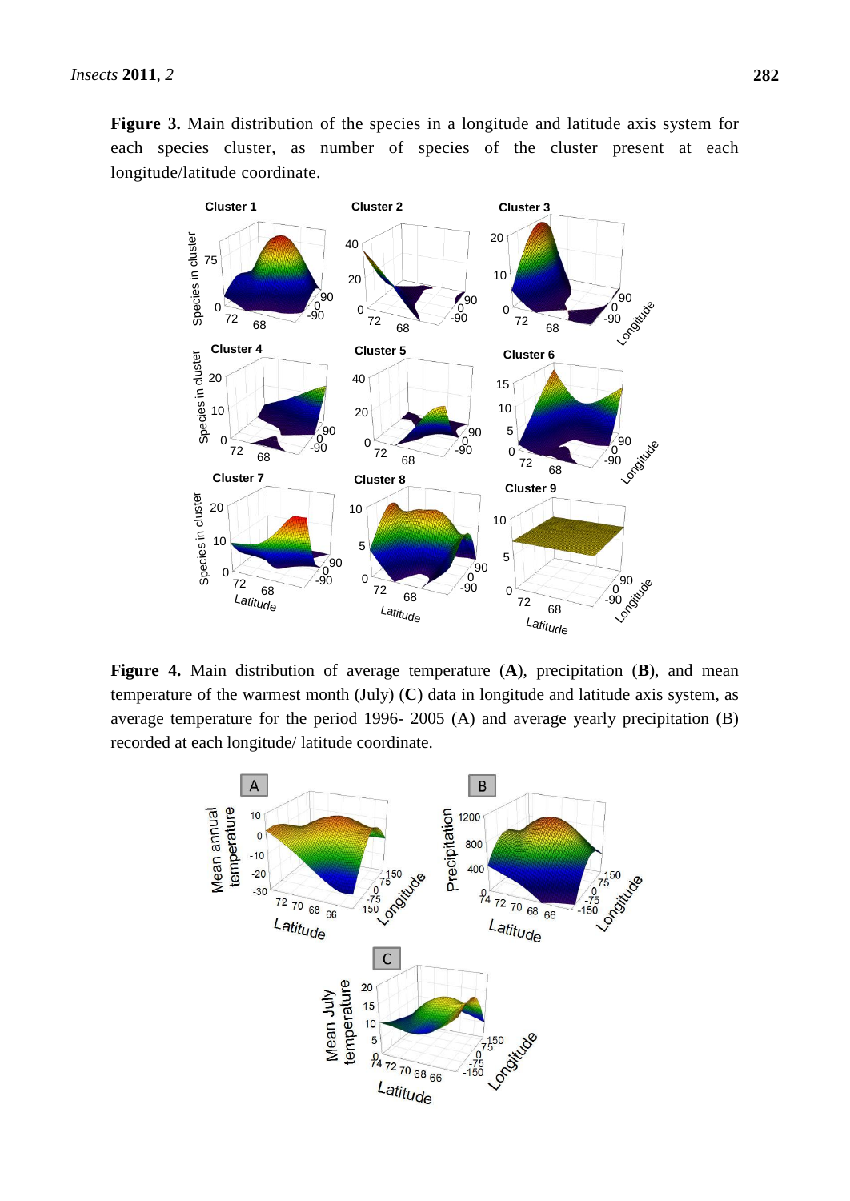**Figure 3.** Main distribution of the species in a longitude and latitude axis system for each species cluster, as number of species of the cluster present at each longitude/latitude coordinate.

**Figure 4.** Main distribution of average temperature (**A**), precipitation (**B**), and mean temperature of the warmest month (July) (**C**) data in longitude and latitude axis system, as average temperature for the period 1996- 2005 (A) and average yearly precipitation (B) recorded at each longitude/ latitude coordinate.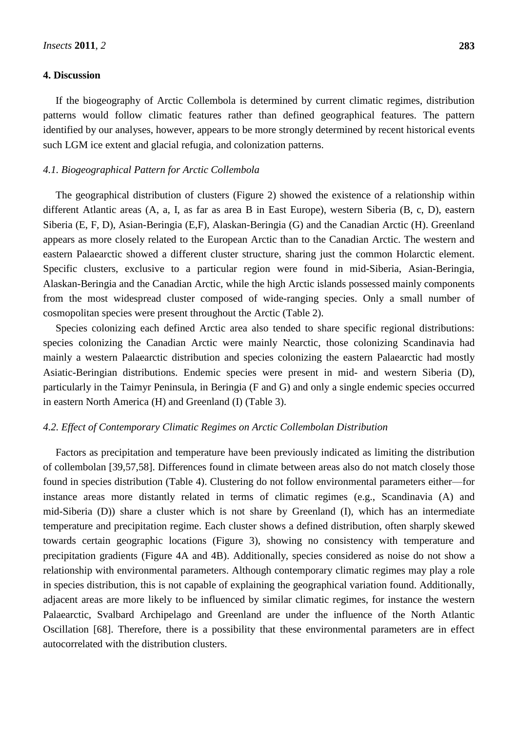## 4. Discussion

If the biogeography of Arctic Collembola is determined by current climatic regimes, distribution patterns would follow climatic features rather than defined geographical features. The pattern identified by our analyses, however, appears to be more strongly determined by recent historical events such LGM ice extent and glacial refugia, and colonization patterns.

### *4.1. Biogeographical Pattern for Arctic Collembola*

The geographical distribution of clusters (Figure 2) showed the existence of a relationship within different Atlantic areas (A, a, I, as far as area B in East Europe), western Siberia (B, c, D), eastern Siberia (E, F, D), Asian-Beringia (E,F), Alaskan-Beringia (G) and the Canadian Arctic (H). Greenland appears as more closely related to the European Arctic than to the Canadian Arctic. The western and eastern Palaearctic showed a different cluster structure, sharing just the common Holarctic element. Specific clusters, exclusive to a particular region were found in mid-Siberia, Asian-Beringia, Alaskan-Beringia and the Canadian Arctic, while the high Arctic islands possessed mainly components from the most widespread cluster composed of wide-ranging species. Only a small number of cosmopolitan species were present throughout the Arctic (Table 2).

Species colonizing each defined Arctic area also tended to share specific regional distributions: species colonizing the Canadian Arctic were mainly Nearctic, those colonizing Scandinavia had mainly a western Palaearctic distribution and species colonizing the eastern Palaearctic had mostly Asiatic-Beringian distributions. Endemic species were present in mid- and western Siberia (D), particularly in the Taimyr Peninsula, in Beringia (F and G) and only a single endemic species occurred in eastern North America (H) and Greenland (I) (Table 3).

### *4.2. Effect of Contemporary Climatic Regimes on Arctic Collembolan Distribution*

Factors as precipitation and temperature have been previously indicated as limiting the distribution of collembolan [39,57,58]. Differences found in climate between areas also do not match closely those found in species distribution (Table 4). Clustering do not follow environmental parameters either—for instance areas more distantly related in terms of climatic regimes (e.g., Scandinavia (A) and mid-Siberia (D)) share a cluster which is not share by Greenland (I), which has an intermediate temperature and precipitation regime. Each cluster shows a defined distribution, often sharply skewed towards certain geographic locations (Figure 3), showing no consistency with temperature and precipitation gradients (Figure 4A and 4B). Additionally, species considered as noise do not show a relationship with environmental parameters. Although contemporary climatic regimes may play a role in species distribution, this is not capable of explaining the geographical variation found. Additionally, adjacent areas are more likely to be influenced by similar climatic regimes, for instance the western Palaearctic, Svalbard Archipelago and Greenland are under the influence of the North Atlantic Oscillation [68]. Therefore, there is a possibility that these environmental parameters are in effect autocorrelated with the distribution clusters.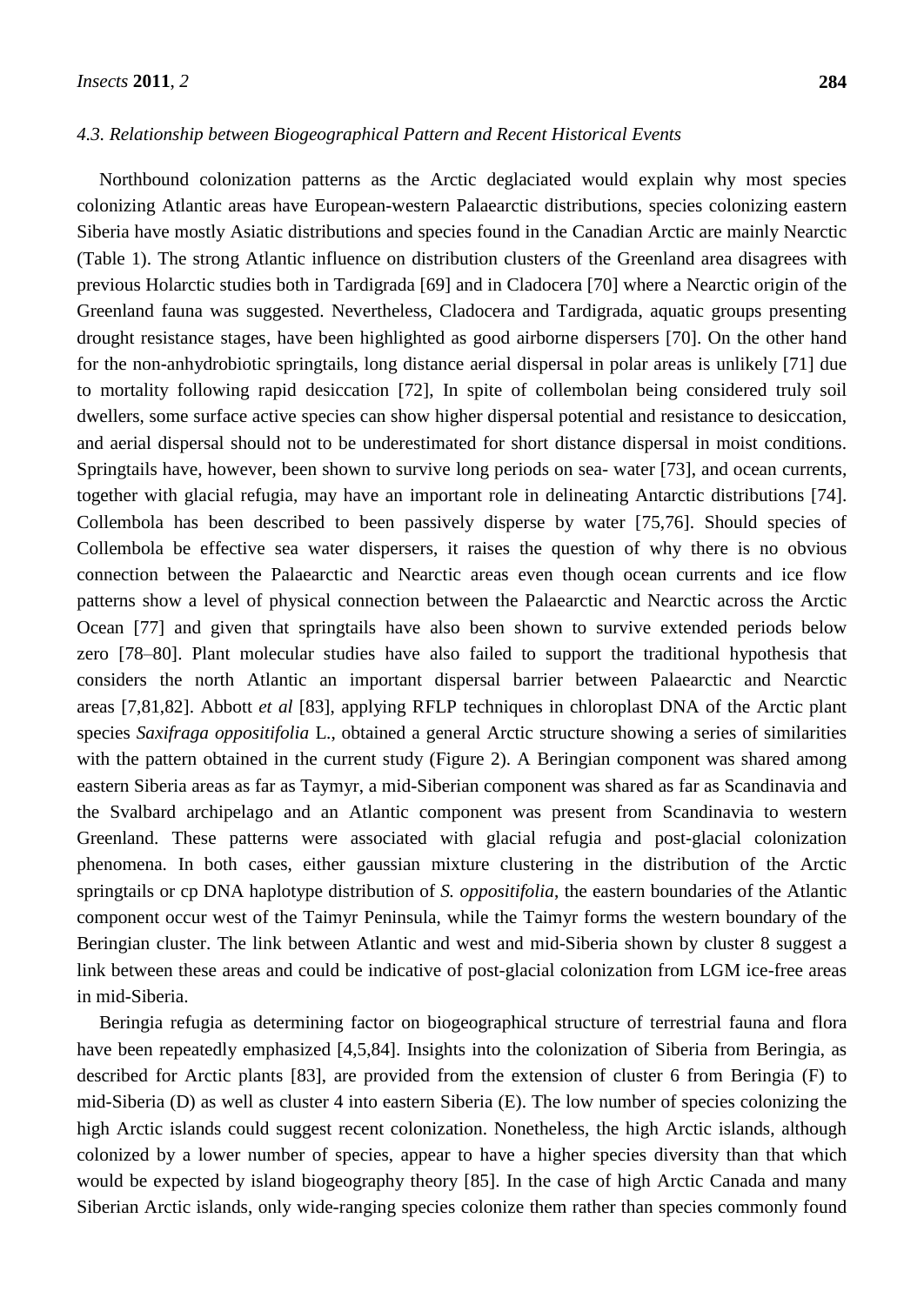### *4.3. Relationship between Biogeographical Pattern and Recent Historical Events*

Northbound colonization patterns as the Arctic deglaciated would explain why most species colonizing Atlantic areas have European-western Palaearctic distributions, species colonizing eastern Siberia have mostly Asiatic distributions and species found in the Canadian Arctic are mainly Nearctic (Table 1). The strong Atlantic influence on distribution clusters of the Greenland area disagrees with previous Holarctic studies both in Tardigrada [69] and in Cladocera [70] where a Nearctic origin of the Greenland fauna was suggested. Nevertheless, Cladocera and Tardigrada, aquatic groups presenting drought resistance stages, have been highlighted as good airborne dispersers [70]. On the other hand for the non-anhydrobiotic springtails, long distance aerial dispersal in polar areas is unlikely [71] due to mortality following rapid desiccation [72], In spite of collembolan being considered truly soil dwellers, some surface active species can show higher dispersal potential and resistance to desiccation, and aerial dispersal should not to be underestimated for short distance dispersal in moist conditions. Springtails have, however, been shown to survive long periods on sea- water [73], and ocean currents, together with glacial refugia, may have an important role in delineating Antarctic distributions [74]. Collembola has been described to been passively disperse by water [75,76]. Should species of Collembola be effective sea water dispersers, it raises the question of why there is no obvious connection between the Palaearctic and Nearctic areas even though ocean currents and ice flow patterns show a level of physical connection between the Palaearctic and Nearctic across the Arctic Ocean [77] and given that springtails have also been shown to survive extended periods below zero [78–80]. Plant molecular studies have also failed to support the traditional hypothesis that considers the north Atlantic an important dispersal barrier between Palaearctic and Nearctic areas [7,81,82]. Abbott *et al* [83], applying RFLP techniques in chloroplast DNA of the Arctic plant species *Saxifraga oppositifolia* L., obtained a general Arctic structure showing a series of similarities with the pattern obtained in the current study (Figure 2). A Beringian component was shared among eastern Siberia areas as far as Taymyr, a mid-Siberian component was shared as far as Scandinavia and the Svalbard archipelago and an Atlantic component was present from Scandinavia to western Greenland. These patterns were associated with glacial refugia and post-glacial colonization phenomena. In both cases, either gaussian mixture clustering in the distribution of the Arctic springtails or cp DNA haplotype distribution of *S. oppositifolia*, the eastern boundaries of the Atlantic component occur west of the Taimyr Peninsula, while the Taimyr forms the western boundary of the Beringian cluster. The link between Atlantic and west and mid-Siberia shown by cluster 8 suggest a link between these areas and could be indicative of post-glacial colonization from LGM ice-free areas in mid-Siberia.

Beringia refugia as determining factor on biogeographical structure of terrestrial fauna and flora have been repeatedly emphasized [4,5,84]. Insights into the colonization of Siberia from Beringia, as described for Arctic plants [83], are provided from the extension of cluster 6 from Beringia (F) to mid-Siberia (D) as well as cluster 4 into eastern Siberia (E). The low number of species colonizing the high Arctic islands could suggest recent colonization. Nonetheless, the high Arctic islands, although colonized by a lower number of species, appear to have a higher species diversity than that which would be expected by island biogeography theory [85]. In the case of high Arctic Canada and many Siberian Arctic islands, only wide-ranging species colonize them rather than species commonly found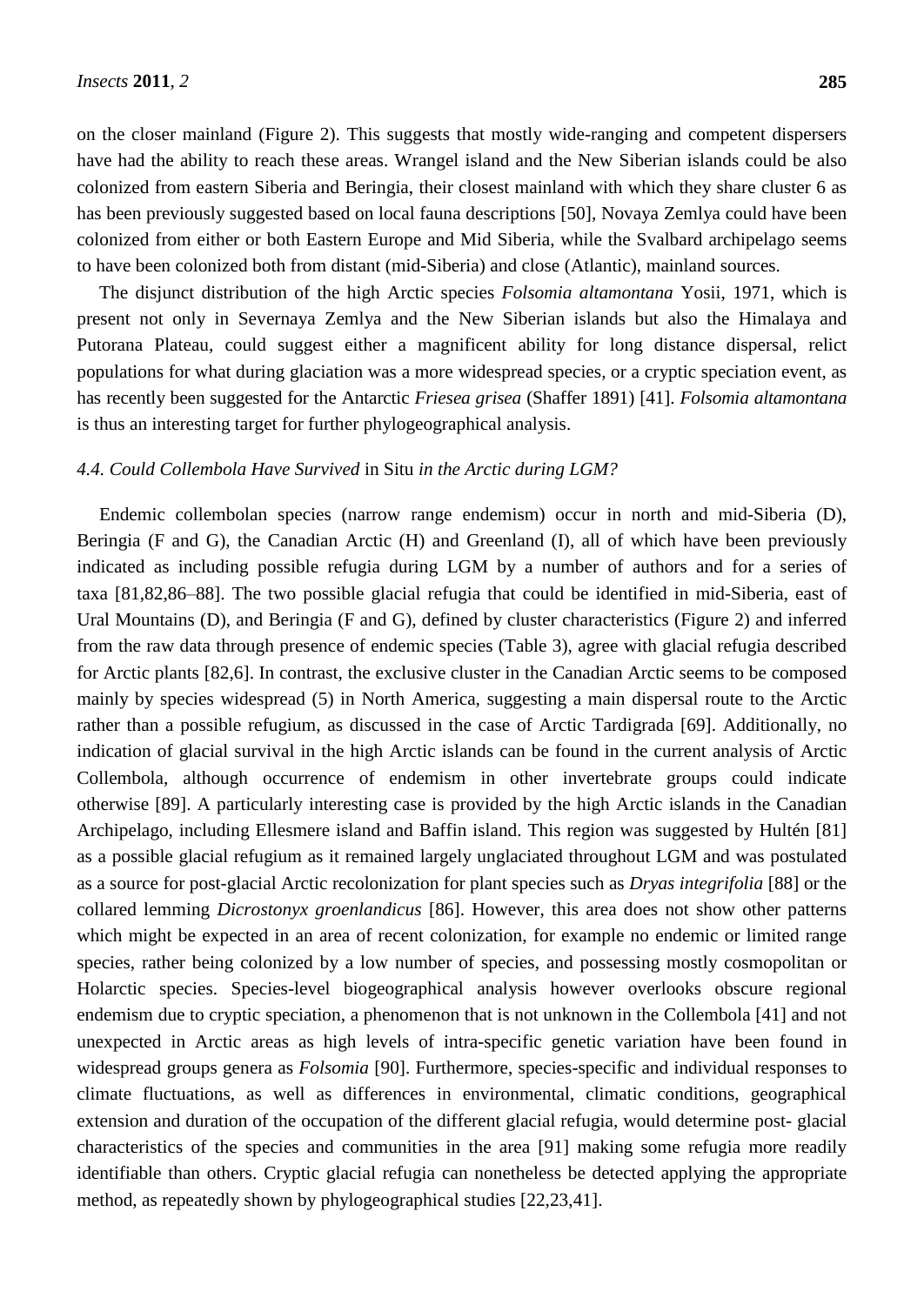on the closer mainland (Figure 2). This suggests that mostly wide-ranging and competent dispersers have had the ability to reach these areas. Wrangel island and the New Siberian islands could be also colonized from eastern Siberia and Beringia, their closest mainland with which they share cluster 6 as has been previously suggested based on local fauna descriptions [50], Novaya Zemlya could have been colonized from either or both Eastern Europe and Mid Siberia, while the Svalbard archipelago seems to have been colonized both from distant (mid-Siberia) and close (Atlantic), mainland sources.

The disjunct distribution of the high Arctic species *Folsomia altamontana* Yosii, 1971, which is present not only in Severnaya Zemlya and the New Siberian islands but also the Himalaya and Putorana Plateau, could suggest either a magnificent ability for long distance dispersal, relict populations for what during glaciation was a more widespread species, or a cryptic speciation event, as has recently been suggested for the Antarctic *Friesea grisea* (Shaffer 1891) [41]. *Folsomia altamontana* is thus an interesting target for further phylogeographical analysis.

### *4.4. Could Collembola Have Survived* in Situ *in the Arctic during LGM?*

Endemic collembolan species (narrow range endemism) occur in north and mid-Siberia (D), Beringia (F and G), the Canadian Arctic (H) and Greenland (I), all of which have been previously indicated as including possible refugia during LGM by a number of authors and for a series of taxa [81,82,86–88]. The two possible glacial refugia that could be identified in mid-Siberia, east of Ural Mountains (D), and Beringia (F and G), defined by cluster characteristics (Figure 2) and inferred from the raw data through presence of endemic species (Table 3), agree with glacial refugia described for Arctic plants [82,6]. In contrast, the exclusive cluster in the Canadian Arctic seems to be composed mainly by species widespread (5) in North America, suggesting a main dispersal route to the Arctic rather than a possible refugium, as discussed in the case of Arctic Tardigrada [69]. Additionally, no indication of glacial survival in the high Arctic islands can be found in the current analysis of Arctic Collembola, although occurrence of endemism in other invertebrate groups could indicate otherwise [89]. A particularly interesting case is provided by the high Arctic islands in the Canadian Archipelago, including Ellesmere island and Baffin island. This region was suggested by Hultén [81] as a possible glacial refugium as it remained largely unglaciated throughout LGM and was postulated as a source for post-glacial Arctic recolonization for plant species such as *Dryas integrifolia* [88] or the collared lemming *Dicrostonyx groenlandicus* [86]. However, this area does not show other patterns which might be expected in an area of recent colonization, for example no endemic or limited range species, rather being colonized by a low number of species, and possessing mostly cosmopolitan or Holarctic species. Species-level biogeographical analysis however overlooks obscure regional endemism due to cryptic speciation, a phenomenon that is not unknown in the Collembola [41] and not unexpected in Arctic areas as high levels of intra-specific genetic variation have been found in widespread groups genera as *Folsomia* [90]. Furthermore, species-specific and individual responses to climate fluctuations, as well as differences in environmental, climatic conditions, geographical extension and duration of the occupation of the different glacial refugia, would determine post- glacial characteristics of the species and communities in the area [91] making some refugia more readily identifiable than others. Cryptic glacial refugia can nonetheless be detected applying the appropriate method, as repeatedly shown by phylogeographical studies [22,23,41].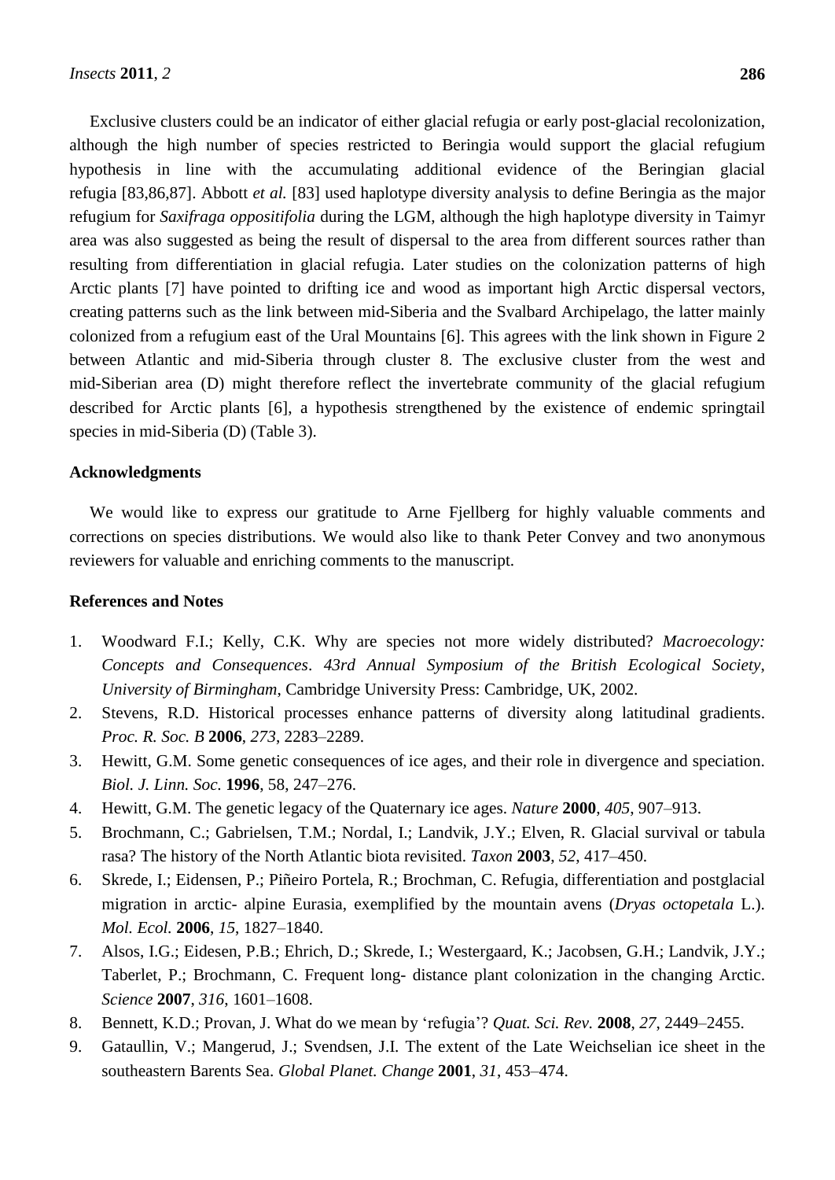Exclusive clusters could be an indicator of either glacial refugia or early post-glacial recolonization, although the high number of species restricted to Beringia would support the glacial refugium hypothesis in line with the accumulating additional evidence of the Beringian glacial refugia [83,86,87]. Abbott *et al.* [83] used haplotype diversity analysis to define Beringia as the major refugium for *Saxifraga oppositifolia* during the LGM, although the high haplotype diversity in Taimyr area was also suggested as being the result of dispersal to the area from different sources rather than resulting from differentiation in glacial refugia. Later studies on the colonization patterns of high Arctic plants [7] have pointed to drifting ice and wood as important high Arctic dispersal vectors, creating patterns such as the link between mid-Siberia and the Svalbard Archipelago, the latter mainly colonized from a refugium east of the Ural Mountains [6]. This agrees with the link shown in Figure 2 between Atlantic and mid-Siberia through cluster 8. The exclusive cluster from the west and mid-Siberian area (D) might therefore reflect the invertebrate community of the glacial refugium described for Arctic plants [6], a hypothesis strengthened by the existence of endemic springtail species in mid-Siberia (D) (Table 3).

## Acknowledgments

We would like to express our gratitude to Arne Fjellberg for highly valuable comments and corrections on species distributions. We would also like to thank Peter Convey and two anonymous reviewers for valuable and enriching comments to the manuscript.

## References and Notes

1. Woodward F.I.; Kelly, C.K. Why are species not more widely distributed? *Macroecology: Concepts and Consequences*. *43rd Annual Symposium of the British Ecological Society*, *University of Birmingham*, Cambridge University Press: Cambridge, UK, 2002.
2. Stevens, R.D. Historical processes enhance patterns of diversity along latitudinal gradients. *Proc. R. Soc. B* **2006**, *273*, 2283–2289.
3. Hewitt, G.M. Some genetic consequences of ice ages, and their role in divergence and speciation. *Biol. J. Linn. Soc.* **1996**, 58, 247–276.
4. Hewitt, G.M. The genetic legacy of the Quaternary ice ages. *Nature* **2000**, *405*, 907–913.
5. Brochmann, C.; Gabrielsen, T.M.; Nordal, I.; Landvik, J.Y.; Elven, R. Glacial survival or tabula rasa? The history of the North Atlantic biota revisited. *Taxon* **2003**, *52*, 417–450.
6. Skrede, I.; Eidensen, P.; Piñeiro Portela, R.; Brochman, C. Refugia, differentiation and postglacial migration in arctic- alpine Eurasia, exemplified by the mountain avens (*Dryas octopetala* L.). *Mol. Ecol.* **2006**, *15*, 1827–1840.
7. Alsos, I.G.; Eidesen, P.B.; Ehrich, D.; Skrede, I.; Westergaard, K.; Jacobsen, G.H.; Landvik, J.Y.; Taberlet, P.; Brochmann, C. Frequent long- distance plant colonization in the changing Arctic. *Science* **2007**, *316*, 1601–1608.
8. Bennett, K.D.; Provan, J. What do we mean by 'refugia'? *Quat. Sci. Rev.* **2008**, *27*, 2449–2455.
9. Gataullin, V.; Mangerud, J.; Svendsen, J.I. The extent of the Late Weichselian ice sheet in the southeastern Barents Sea. *Global Planet. Change* **2001**, *31*, 453–474.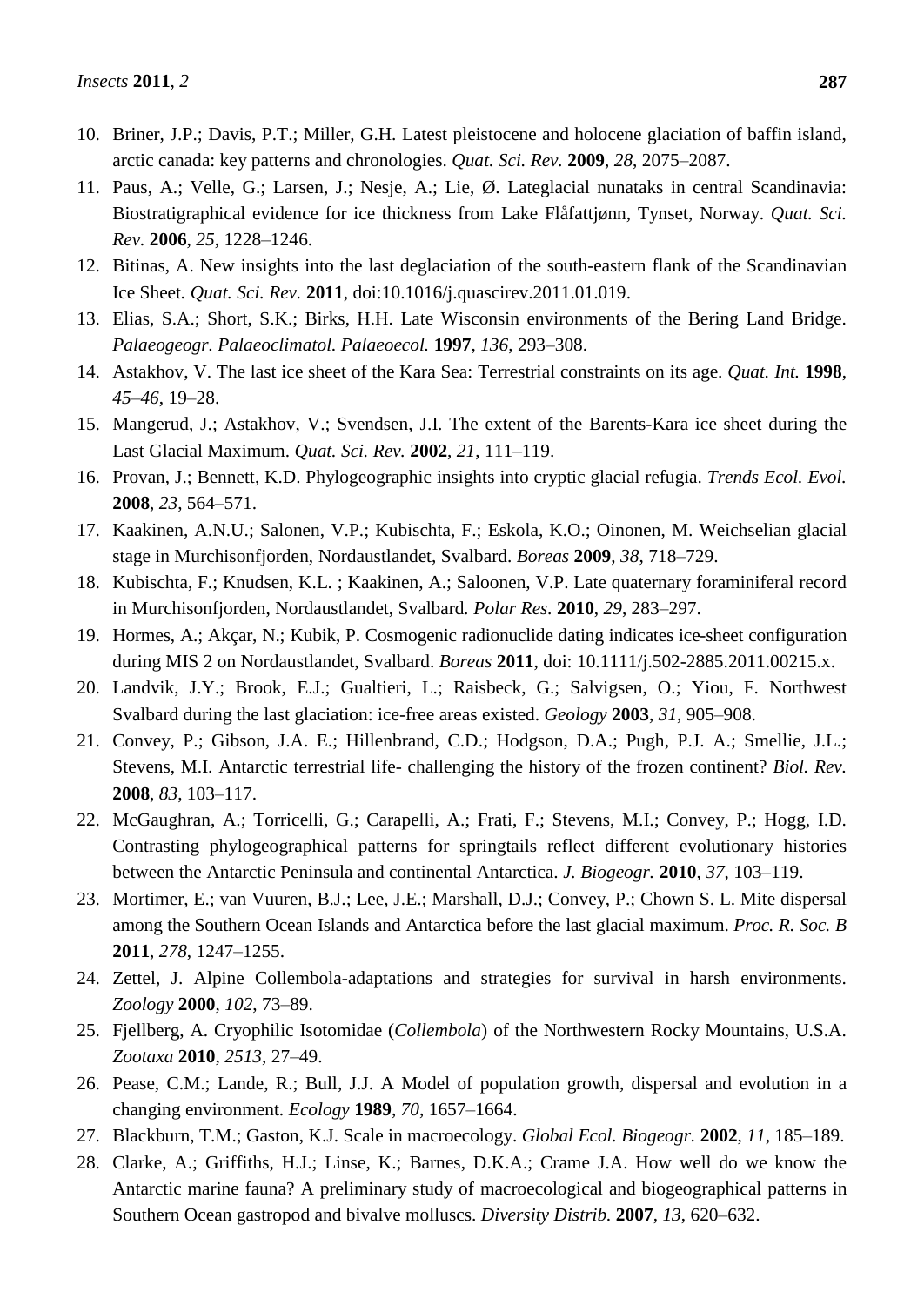10. Briner, J.P.; Davis, P.T.; Miller, G.H. Latest pleistocene and holocene glaciation of baffin island, arctic canada: key patterns and chronologies. *Quat. Sci. Rev.* **2009**, *28*, 2075–2087.
11. Paus, A.; Velle, G.; Larsen, J.; Nesje, A.; Lie, Ø. Lateglacial nunataks in central Scandinavia: Biostratigraphical evidence for ice thickness from Lake Flåfattjønn, Tynset, Norway. *Quat. Sci. Rev.* **2006**, *25*, 1228–1246.
12. Bitinas, A. New insights into the last deglaciation of the south-eastern flank of the Scandinavian Ice Sheet. *Quat. Sci. Rev.* **2011**, doi:10.1016/j.quascirev.2011.01.019.
13. Elias, S.A.; Short, S.K.; Birks, H.H. Late Wisconsin environments of the Bering Land Bridge. *Palaeogeogr. Palaeoclimatol. Palaeoecol.* **1997**, *136*, 293–308.
14. Astakhov, V. The last ice sheet of the Kara Sea: Terrestrial constraints on its age. *Quat. Int.* **1998**, *45–46*, 19–28.
15. Mangerud, J.; Astakhov, V.; Svendsen, J.I. The extent of the Barents-Kara ice sheet during the Last Glacial Maximum. *Quat. Sci. Rev.* **2002**, *21*, 111–119.
16. Provan, J.; Bennett, K.D. Phylogeographic insights into cryptic glacial refugia. *Trends Ecol. Evol.* **2008**, *23*, 564–571.
17. Kaakinen, A.N.U.; Salonen, V.P.; Kubischta, F.; Eskola, K.O.; Oinonen, M. Weichselian glacial stage in Murchisonfjorden, Nordaustlandet, Svalbard. *Boreas* **2009**, *38*, 718–729.
18. Kubischta, F.; Knudsen, K.L. ; Kaakinen, A.; Saloonen, V.P. Late quaternary foraminiferal record in Murchisonfjorden, Nordaustlandet, Svalbard. *Polar Res.* **2010**, *29*, 283–297.
19. Hormes, A.; Akçar, N.; Kubik, P. Cosmogenic radionuclide dating indicates ice-sheet configuration during MIS 2 on Nordaustlandet, Svalbard. *Boreas* **2011**, doi: 10.1111/j.502-2885.2011.00215.x.
20. Landvik, J.Y.; Brook, E.J.; Gualtieri, L.; Raisbeck, G.; Salvigsen, O.; Yiou, F. Northwest Svalbard during the last glaciation: ice-free areas existed. *Geology* **2003**, *31*, 905–908.
21. Convey, P.; Gibson, J.A. E.; Hillenbrand, C.D.; Hodgson, D.A.; Pugh, P.J. A.; Smellie, J.L.; Stevens, M.I. Antarctic terrestrial life- challenging the history of the frozen continent? *Biol. Rev.* **2008**, *83*, 103–117.
22. McGaughran, A.; Torricelli, G.; Carapelli, A.; Frati, F.; Stevens, M.I.; Convey, P.; Hogg, I.D. Contrasting phylogeographical patterns for springtails reflect different evolutionary histories between the Antarctic Peninsula and continental Antarctica. *J. Biogeogr.* **2010**, *37*, 103–119.
23. Mortimer, E.; van Vuuren, B.J.; Lee, J.E.; Marshall, D.J.; Convey, P.; Chown S. L. Mite dispersal among the Southern Ocean Islands and Antarctica before the last glacial maximum. *Proc. R. Soc. B* **2011**, *278*, 1247–1255.
24. Zettel, J. Alpine Collembola-adaptations and strategies for survival in harsh environments. *Zoology* **2000**, *102*, 73–89.
25. Fjellberg, A. Cryophilic Isotomidae (*Collembola*) of the Northwestern Rocky Mountains, U.S.A. *Zootaxa* **2010**, *2513*, 27–49.
26. Pease, C.M.; Lande, R.; Bull, J.J. A Model of population growth, dispersal and evolution in a changing environment. *Ecology* **1989**, *70*, 1657–1664.
27. Blackburn, T.M.; Gaston, K.J. Scale in macroecology. *Global Ecol. Biogeogr.* **2002**, *11*, 185–189.
28. Clarke, A.; Griffiths, H.J.; Linse, K.; Barnes, D.K.A.; Crame J.A. How well do we know the Antarctic marine fauna? A preliminary study of macroecological and biogeographical patterns in Southern Ocean gastropod and bivalve molluscs. *Diversity Distrib.* **2007**, *13*, 620–632.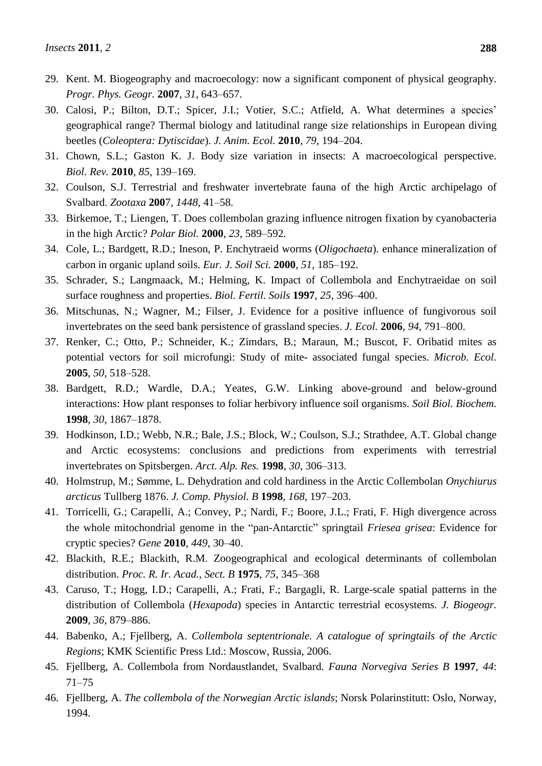29. Kent. M. Biogeography and macroecology: now a significant component of physical geography. *Progr. Phys. Geogr.* **2007**, *31*, 643–657.
30. Calosi, P.; Bilton, D.T.; Spicer, J.I.; Votier, S.C.; Atfield, A. What determines a species' geographical range? Thermal biology and latitudinal range size relationships in European diving beetles (*Coleoptera: Dytiscidae*). *J. Anim. Ecol.* **2010**, *79*, 194–204.
31. Chown, S.L.; Gaston K. J. Body size variation in insects: A macroecological perspective. *Biol. Rev.* **2010**, *85*, 139–169.
32. Coulson, S.J. Terrestrial and freshwater invertebrate fauna of the high Arctic archipelago of Svalbard. *Zootaxa* **200**7, *1448*, 41–58.
33. Birkemoe, T.; Liengen, T. Does collembolan grazing influence nitrogen fixation by cyanobacteria in the high Arctic? *Polar Biol.* **2000**, *23*, 589–592.
34. Cole, L.; Bardgett, R.D.; Ineson, P. Enchytraeid worms (*Oligochaeta*). enhance mineralization of carbon in organic upland soils. *Eur. J. Soil Sci.* **2000**, *51*, 185–192.
35. Schrader, S.; Langmaack, M.; Helming, K. Impact of Collembola and Enchytraeidae on soil surface roughness and properties. *Biol. Fertil. Soils* **1997**, *25*, 396–400.
36. Mitschunas, N.; Wagner, M.; Filser, J. Evidence for a positive influence of fungivorous soil invertebrates on the seed bank persistence of grassland species. *J. Ecol.* **2006**, *94*, 791–800.
37. Renker, C.; Otto, P.; Schneider, K.; Zimdars, B.; Maraun, M.; Buscot, F. Oribatid mites as potential vectors for soil microfungi: Study of mite- associated fungal species. *Microb. Ecol.* **2005**, *50*, 518–528.
38. Bardgett, R.D.; Wardle, D.A.; Yeates, G.W. Linking above-ground and below-ground interactions: How plant responses to foliar herbivory influence soil organisms. *Soil Biol. Biochem.* **1998**, *30*, 1867–1878.
39. Hodkinson, I.D.; Webb, N.R.; Bale, J.S.; Block, W.; Coulson, S.J.; Strathdee, A.T. Global change and Arctic ecosystems: conclusions and predictions from experiments with terrestrial invertebrates on Spitsbergen. *Arct. Alp. Res.* **1998**, *30*, 306–313.
40. Holmstrup, M.; Sømme, L. Dehydration and cold hardiness in the Arctic Collembolan *Onychiurus arcticus* Tullberg 1876. *J. Comp. Physiol. B* **1998**, *168*, 197–203.
41. Torricelli, G.; Carapelli, A.; Convey, P.; Nardi, F.; Boore, J.L.; Frati, F. High divergence across the whole mitochondrial genome in the "pan-Antarctic" springtail *Friesea grisea*: Evidence for cryptic species? *Gene* **2010**, *449*, 30–40.
42. Blackith, R.E.; Blackith, R.M. Zoogeographical and ecological determinants of collembolan distribution. *Proc. R. Ir. Acad., Sect. B* **1975**, *75*, 345–368
43. Caruso, T.; Hogg, I.D.; Carapelli, A.; Frati, F.; Bargagli, R. Large-scale spatial patterns in the distribution of Collembola (*Hexapoda*) species in Antarctic terrestrial ecosystems. *J. Biogeogr.* **2009**, *36*, 879–886.
44. Babenko, A.; Fjellberg, A. *Collembola septentrionale. A catalogue of springtails of the Arctic Regions*; KMK Scientific Press Ltd.: Moscow, Russia, 2006.
45. Fjellberg, A. Collembola from Nordaustlandet, Svalbard. *Fauna Norvegiva Series B* **1997**, *44*: 71–75
46. Fjellberg, A. *The collembola of the Norwegian Arctic islands*; Norsk Polarinstitutt: Oslo, Norway, 1994.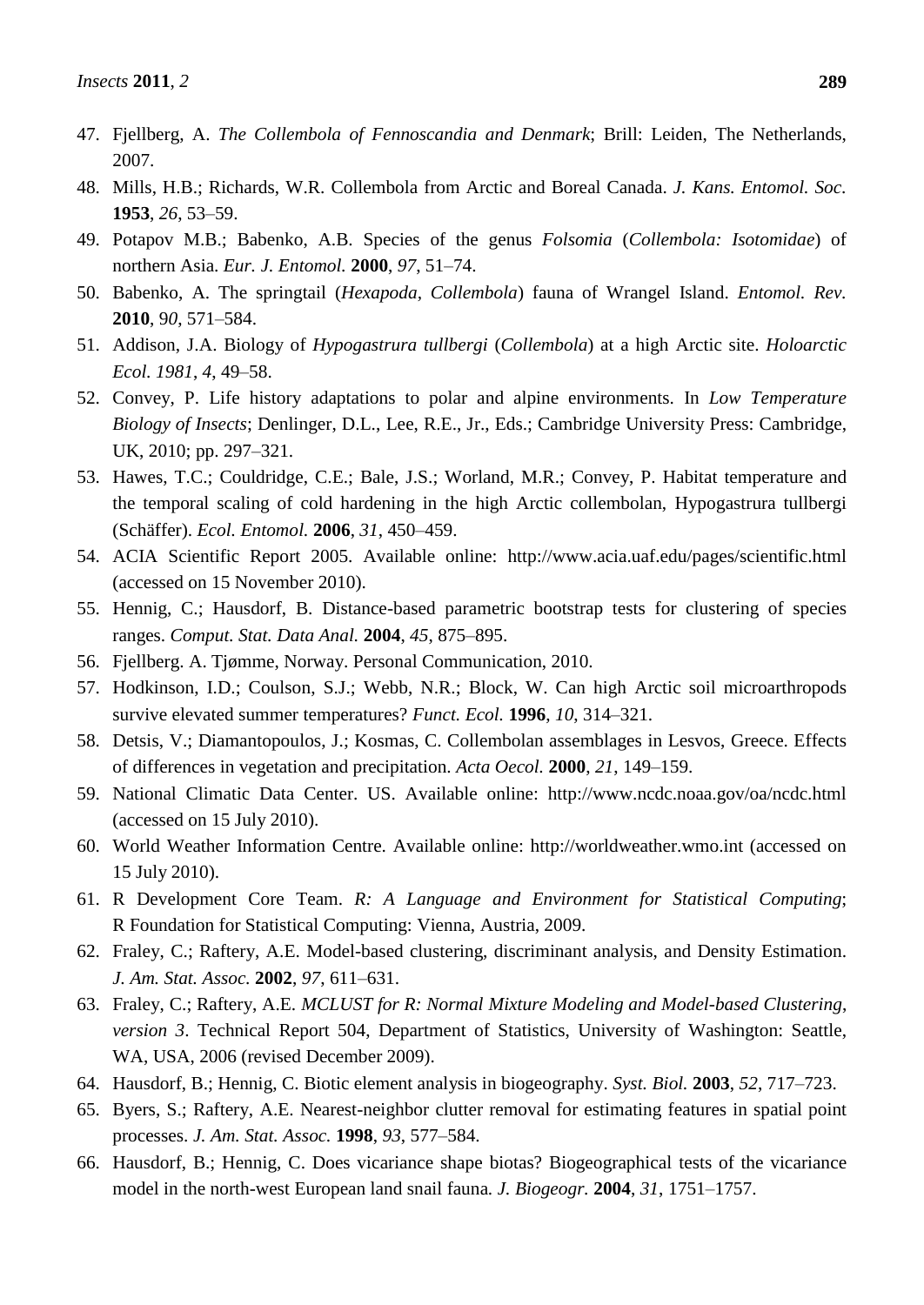47. Fjellberg, A. *The Collembola of Fennoscandia and Denmark*; Brill: Leiden, The Netherlands, 2007.
48. Mills, H.B.; Richards, W.R. Collembola from Arctic and Boreal Canada. *J. Kans. Entomol. Soc.* **1953**, *26*, 53–59.
49. Potapov M.B.; Babenko, A.B. Species of the genus *Folsomia* (*Collembola: Isotomidae*) of northern Asia. *Eur. J. Entomol.* **2000**, *97*, 51–74.
50. Babenko, A. The springtail (*Hexapoda*, *Collembola*) fauna of Wrangel Island. *Entomol. Rev.* **2010**, *90*, 571–584.
51. Addison, J.A. Biology of *Hypogastrura tullbergi* (*Collembola*) at a high Arctic site. *Holoarctic Ecol. 1981*, *4*, 49–58.
52. Convey, P. Life history adaptations to polar and alpine environments. In *Low Temperature Biology of Insects*; Denlinger, D.L., Lee, R.E., Jr., Eds.; Cambridge University Press: Cambridge, UK, 2010; pp. 297–321.
53. Hawes, T.C.; Couldridge, C.E.; Bale, J.S.; Worland, M.R.; Convey, P. Habitat temperature and the temporal scaling of cold hardening in the high Arctic collembolan, Hypogastrura tullbergi (Schäffer). *Ecol. Entomol.* **2006**, *31*, 450–459.
54. ACIA Scientific Report 2005. Available online: http://www.acia.uaf.edu/pages/scientific.html (accessed on 15 November 2010).
55. Hennig, C.; Hausdorf, B. Distance-based parametric bootstrap tests for clustering of species ranges. *Comput. Stat. Data Anal.* **2004**, *45*, 875–895.
56. Fjellberg. A. Tjømme, Norway. Personal Communication, 2010.
57. Hodkinson, I.D.; Coulson, S.J.; Webb, N.R.; Block, W. Can high Arctic soil microarthropods survive elevated summer temperatures? *Funct. Ecol.* **1996**, *10*, 314–321.
58. Detsis, V.; Diamantopoulos, J.; Kosmas, C. Collembolan assemblages in Lesvos, Greece. Effects of differences in vegetation and precipitation. *Acta Oecol.* **2000**, *21*, 149–159.
59. National Climatic Data Center. US. Available online: http://www.ncdc.noaa.gov/oa/ncdc.html (accessed on 15 July 2010).
60. World Weather Information Centre. Available online: http://worldweather.wmo.int (accessed on 15 July 2010).
61. R Development Core Team. *R: A Language and Environment for Statistical Computing*; R Foundation for Statistical Computing: Vienna, Austria, 2009.
62. Fraley, C.; Raftery, A.E. Model-based clustering, discriminant analysis, and Density Estimation. *J. Am. Stat. Assoc.* **2002**, *97*, 611–631.
63. Fraley, C.; Raftery, A.E. *MCLUST for R: Normal Mixture Modeling and Model-based Clustering*, *version 3*. Technical Report 504, Department of Statistics, University of Washington: Seattle, WA, USA, 2006 (revised December 2009).
64. Hausdorf, B.; Hennig, C. Biotic element analysis in biogeography. *Syst. Biol.* **2003**, *52*, 717–723.
65. Byers, S.; Raftery, A.E. Nearest-neighbor clutter removal for estimating features in spatial point processes. *J. Am. Stat. Assoc.* **1998**, *93*, 577–584.
66. Hausdorf, B.; Hennig, C. Does vicariance shape biotas? Biogeographical tests of the vicariance model in the north-west European land snail fauna. *J. Biogeogr.* **2004**, *31*, 1751–1757.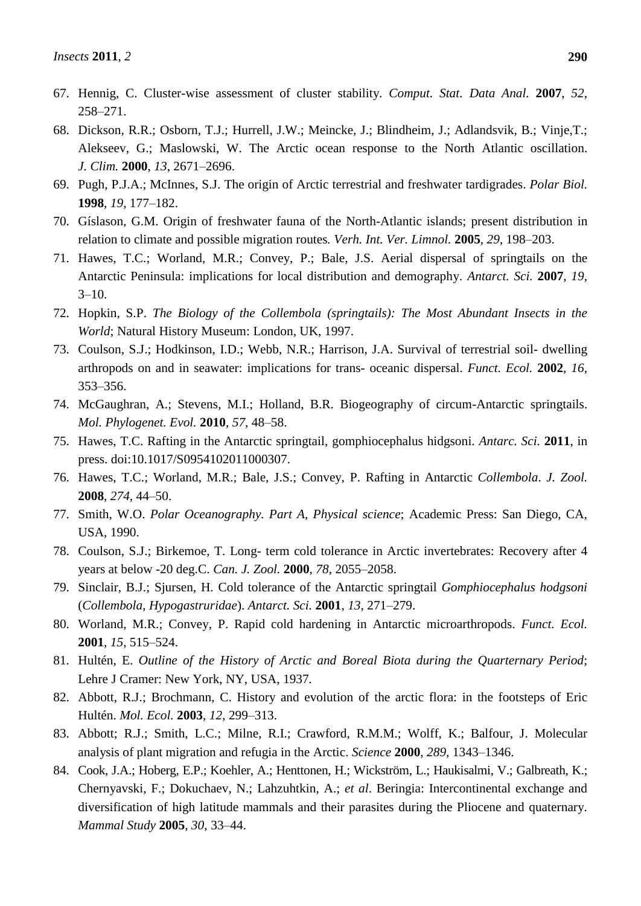67. Hennig, C. Cluster-wise assessment of cluster stability. *Comput. Stat. Data Anal.* **2007**, *52*, 258–271.
68. Dickson, R.R.; Osborn, T.J.; Hurrell, J.W.; Meincke, J.; Blindheim, J.; Adlandsvik, B.; Vinje,T.; Alekseev, G.; Maslowski, W. The Arctic ocean response to the North Atlantic oscillation. *J. Clim.* **2000**, *13*, 2671–2696.
69. Pugh, P.J.A.; McInnes, S.J. The origin of Arctic terrestrial and freshwater tardigrades. *Polar Biol.* **1998**, *19*, 177–182.
70. Gíslason, G.M. Origin of freshwater fauna of the North-Atlantic islands; present distribution in relation to climate and possible migration routes. *Verh. Int. Ver. Limnol.* **2005**, *29*, 198–203.
71. Hawes, T.C.; Worland, M.R.; Convey, P.; Bale, J.S. Aerial dispersal of springtails on the Antarctic Peninsula: implications for local distribution and demography. *Antarct. Sci.* **2007**, *19*, 3–10.
72. Hopkin, S.P. *The Biology of the Collembola (springtails): The Most Abundant Insects in the World*; Natural History Museum: London, UK, 1997.
73. Coulson, S.J.; Hodkinson, I.D.; Webb, N.R.; Harrison, J.A. Survival of terrestrial soil- dwelling arthropods on and in seawater: implications for trans- oceanic dispersal. *Funct. Ecol.* **2002**, *16*, 353–356.
74. McGaughran, A.; Stevens, M.I.; Holland, B.R. Biogeography of circum-Antarctic springtails. *Mol. Phylogenet. Evol.* **2010**, *57*, 48–58.
75. Hawes, T.C. Rafting in the Antarctic springtail, gomphiocephalus hidgsoni. *Antarc. Sci.* **2011**, in press. doi:10.1017/S0954102011000307.
76. Hawes, T.C.; Worland, M.R.; Bale, J.S.; Convey, P. Rafting in Antarctic *Collembola*. *J. Zool.* **2008**, *274*, 44–50.
77. Smith, W.O. *Polar Oceanography. Part A, Physical science*; Academic Press: San Diego, CA, USA, 1990.
78. Coulson, S.J.; Birkemoe, T. Long- term cold tolerance in Arctic invertebrates: Recovery after 4 years at below -20 deg.C. *Can. J. Zool.* **2000**, *78*, 2055–2058.
79. Sinclair, B.J.; Sjursen, H. Cold tolerance of the Antarctic springtail *Gomphiocephalus hodgsoni* (*Collembola, Hypogastruridae*). *Antarct. Sci.* **2001**, *13*, 271–279.
80. Worland, M.R.; Convey, P. Rapid cold hardening in Antarctic microarthropods. *Funct. Ecol.* **2001**, *15*, 515–524.
81. Hultén, E. *Outline of the History of Arctic and Boreal Biota during the Quarternary Period*; Lehre J Cramer: New York, NY, USA, 1937.
82. Abbott, R.J.; Brochmann, C. History and evolution of the arctic flora: in the footsteps of Eric Hultén. *Mol. Ecol.* **2003**, *12*, 299–313.
83. Abbott; R.J.; Smith, L.C.; Milne, R.I.; Crawford, R.M.M.; Wolff, K.; Balfour, J. Molecular analysis of plant migration and refugia in the Arctic. *Science* **2000**, *289*, 1343–1346.
84. Cook, J.A.; Hoberg, E.P.; Koehler, A.; Henttonen, H.; Wickström, L.; Haukisalmi, V.; Galbreath, K.; Chernyavski, F.; Dokuchaev, N.; Lahzuhtkin, A.; *et al*. Beringia: Intercontinental exchange and diversification of high latitude mammals and their parasites during the Pliocene and quaternary. *Mammal Study* **2005**, *30*, 33–44.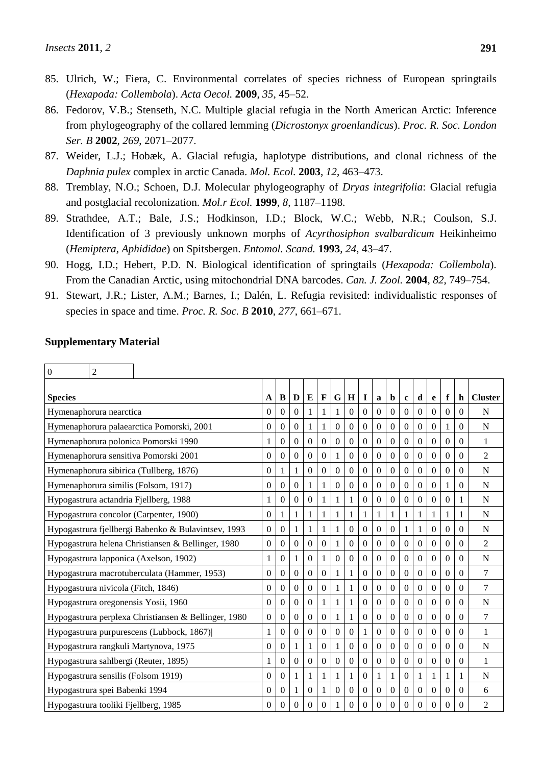85. Ulrich, W.; Fiera, C. Environmental correlates of species richness of European springtails (*Hexapoda: Collembola*). *Acta Oecol.* **2009**, *35*, 45–52.
86. Fedorov, V.B.; Stenseth, N.C. Multiple glacial refugia in the North American Arctic: Inference from phylogeography of the collared lemming (*Dicrostonyx groenlandicus*). *Proc. R. Soc. London Ser. B* **2002**, *269*, 2071–2077.
87. Weider, L.J.; Hobæk, A. Glacial refugia, haplotype distributions, and clonal richness of the *Daphnia pulex* complex in arctic Canada. *Mol. Ecol.* **2003**, *12*, 463–473.
88. Tremblay, N.O.; Schoen, D.J. Molecular phylogeography of *Dryas integrifolia*: Glacial refugia and postglacial recolonization. *Mol.r Ecol.* **1999**, *8*, 1187–1198.
89. Strathdee, A.T.; Bale, J.S.; Hodkinson, I.D.; Block, W.C.; Webb, N.R.; Coulson, S.J. Identification of 3 previously unknown morphs of *Acyrthosiphon svalbardicum* Heikinheimo (*Hemiptera, Aphididae*) on Spitsbergen. *Entomol. Scand.* **1993**, *24*, 43–47.
90. Hogg, I.D.; Hebert, P.D. N. Biological identification of springtails (*Hexapoda: Collembola*). From the Canadian Arctic, using mitochondrial DNA barcodes. *Can. J. Zool.* **2004**, *82*, 749–754.
91. Stewart, J.R.; Lister, A.M.; Barnes, I.; Dalén, L. Refugia revisited: individualistic responses of species in space and time. *Proc. R. Soc. B* **2010**, *277*, 661–671.

## Supplementary Material

| 0 | 2 |
|---|---|

| Species | A | B | D | E | F | G | H | I | a | b | c | d | e | f | h | Cluster |
|---|---|---|---|---|---|---|---|---|---|---|---|---|---|---|---|---|
| Hymenaphorura nearctica | 0 | 0 | 0 | 1 | 1 | 1 | 0 | 0 | 0 | 0 | 0 | 0 | 0 | 0 | 0 | N |
| Hymenaphorura palaearctica Pomorski, 2001 | 0 | 0 | 0 | 1 | 1 | 0 | 0 | 0 | 0 | 0 | 0 | 0 | 0 | 1 | 0 | N |
| Hymenaphorura polonica Pomorski 1990 | 1 | 0 | 0 | 0 | 0 | 0 | 0 | 0 | 0 | 0 | 0 | 0 | 0 | 0 | 0 | 1 |
| Hymenaphorura sensitiva Pomorski 2001 | 0 | 0 | 0 | 0 | 0 | 1 | 0 | 0 | 0 | 0 | 0 | 0 | 0 | 0 | 0 | 2 |
| Hymenaphorura sibirica (Tullberg, 1876) | 0 | 1 | 1 | 0 | 0 | 0 | 0 | 0 | 0 | 0 | 0 | 0 | 0 | 0 | 0 | N |
| Hymenaphorura similis (Folsom, 1917) | 0 | 0 | 0 | 1 | 1 | 0 | 0 | 0 | 0 | 0 | 0 | 0 | 0 | 1 | 0 | N |
| Hypogastrura actandria Fjellberg, 1988 | 1 | 0 | 0 | 0 | 1 | 1 | 1 | 0 | 0 | 0 | 0 | 0 | 0 | 0 | 1 | N |
| Hypogastrura concolor (Carpenter, 1900) | 0 | 1 | 1 | 1 | 1 | 1 | 1 | 1 | 1 | 1 | 1 | 1 | 1 | 1 | 1 | N |
| Hypogastrura fjellbergi Babenko & Bulavintsev, 1993 | 0 | 0 | 1 | 1 | 1 | 1 | 0 | 0 | 0 | 0 | 1 | 1 | 0 | 0 | 0 | N |
| Hypogastrura helena Christiansen & Bellinger, 1980 | 0 | 0 | 0 | 0 | 0 | 1 | 0 | 0 | 0 | 0 | 0 | 0 | 0 | 0 | 0 | 2 |
| Hypogastrura lapponica (Axelson, 1902) | 1 | 0 | 1 | 0 | 1 | 0 | 0 | 0 | 0 | 0 | 0 | 0 | 0 | 0 | 0 | N |
| Hypogastrura macrotuberculata (Hammer, 1953) | 0 | 0 | 0 | 0 | 0 | 1 | 1 | 0 | 0 | 0 | 0 | 0 | 0 | 0 | 0 | 7 |
| Hypogastrura nivicola (Fitch, 1846) | 0 | 0 | 0 | 0 | 0 | 1 | 1 | 0 | 0 | 0 | 0 | 0 | 0 | 0 | 0 | 7 |
| Hypogastrura oregonensis Yosii, 1960 | 0 | 0 | 0 | 0 | 1 | 1 | 1 | 0 | 0 | 0 | 0 | 0 | 0 | 0 | 0 | N |
| Hypogastrura perplexa Christiansen & Bellinger, 1980 | 0 | 0 | 0 | 0 | 0 | 1 | 1 | 0 | 0 | 0 | 0 | 0 | 0 | 0 | 0 | 7 |
| Hypogastrura purpurescens (Lubbock, 1867)\| | 1 | 0 | 0 | 0 | 0 | 0 | 0 | 1 | 0 | 0 | 0 | 0 | 0 | 0 | 0 | 1 |
| Hypogastrura rangkuli Martynova, 1975 | 0 | 0 | 1 | 1 | 0 | 1 | 0 | 0 | 0 | 0 | 0 | 0 | 0 | 0 | 0 | N |
| Hypogastrura sahlbergi (Reuter, 1895) | 1 | 0 | 0 | 0 | 0 | 0 | 0 | 0 | 0 | 0 | 0 | 0 | 0 | 0 | 0 | 1 |
| Hypogastrura sensilis (Folsom 1919) | 0 | 0 | 1 | 1 | 1 | 1 | 1 | 0 | 1 | 1 | 0 | 1 | 1 | 1 | 1 | N |
| Hypogastrura spei Babenki 1994 | 0 | 0 | 1 | 0 | 1 | 0 | 0 | 0 | 0 | 0 | 0 | 0 | 0 | 0 | 0 | 6 |
| Hypogastrura tooliki Fjellberg, 1985 | 0 | 0 | 0 | 0 | 0 | 1 | 0 | 0 | 0 | 0 | 0 | 0 | 0 | 0 | 0 | 2 |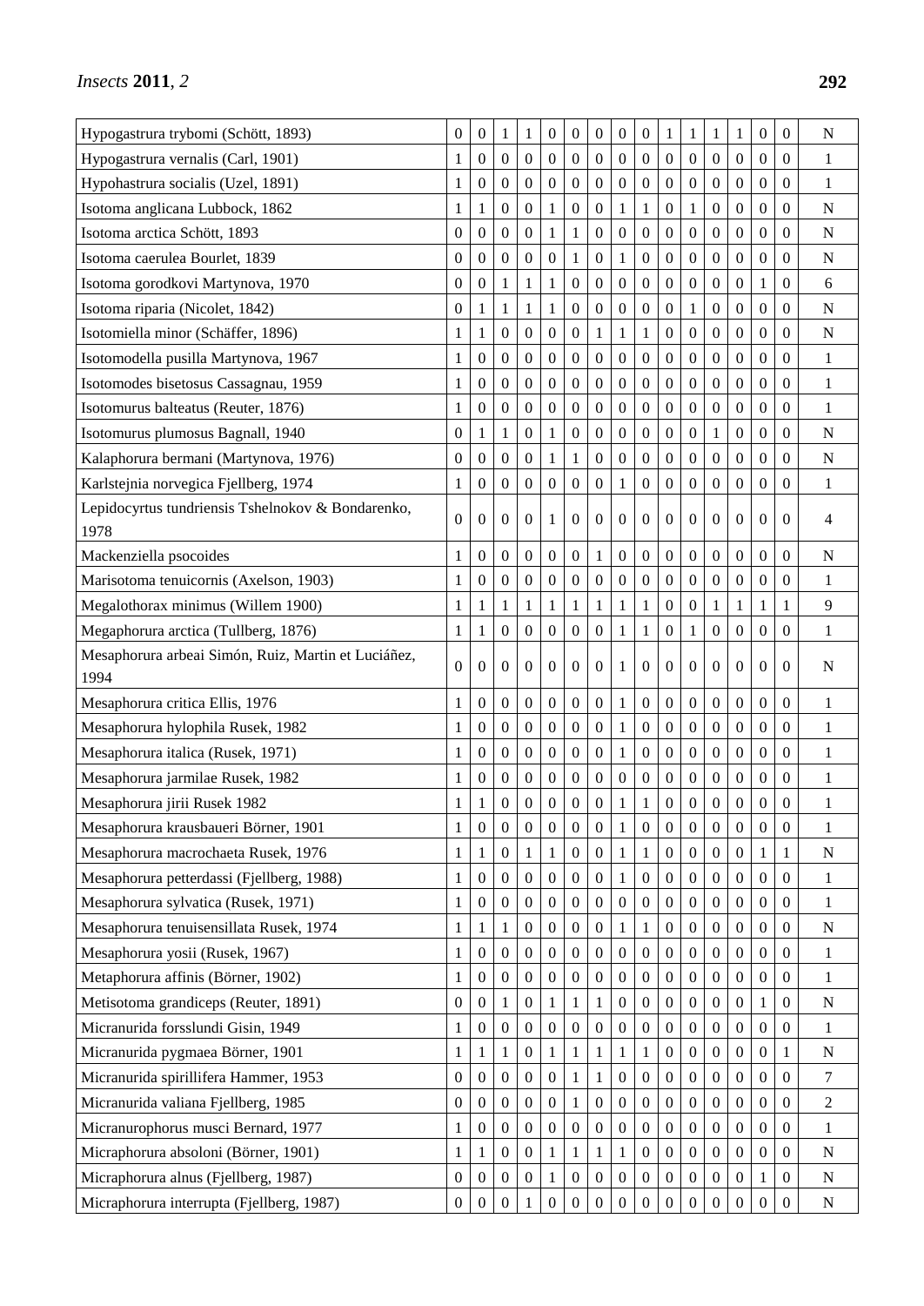| | | | | | | | | | | | | | | | | |
|---|---|---|---|---|---|---|---|---|---|---|---|---|---|---|---|---|
| Hypogastrura trybomi (Schött, 1893) | 0 | 0 | 1 | 1 | 0 | 0 | 0 | 0 | 0 | 1 | 1 | 1 | 1 | 0 | 0 | N |
| Hypogastrura vernalis (Carl, 1901) | 1 | 0 | 0 | 0 | 0 | 0 | 0 | 0 | 0 | 0 | 0 | 0 | 0 | 0 | 0 | 1 |
| Hypohastrura socialis (Uzel, 1891) | 1 | 0 | 0 | 0 | 0 | 0 | 0 | 0 | 0 | 0 | 0 | 0 | 0 | 0 | 0 | 1 |
| Isotoma anglicana Lubbock, 1862 | 1 | 1 | 0 | 0 | 1 | 0 | 0 | 1 | 1 | 0 | 1 | 0 | 0 | 0 | 0 | N |
| Isotoma arctica Schött, 1893 | 0 | 0 | 0 | 0 | 1 | 1 | 0 | 0 | 0 | 0 | 0 | 0 | 0 | 0 | 0 | N |
| Isotoma caerulea Bourlet, 1839 | 0 | 0 | 0 | 0 | 0 | 1 | 0 | 1 | 0 | 0 | 0 | 0 | 0 | 0 | 0 | N |
| Isotoma gorodkovi Martynova, 1970 | 0 | 0 | 1 | 1 | 1 | 0 | 0 | 0 | 0 | 0 | 0 | 0 | 0 | 1 | 0 | 6 |
| Isotoma riparia (Nicolet, 1842) | 0 | 1 | 1 | 1 | 1 | 0 | 0 | 0 | 0 | 0 | 1 | 0 | 0 | 0 | 0 | N |
| Isotomiella minor (Schäffer, 1896) | 1 | 1 | 0 | 0 | 0 | 0 | 1 | 1 | 1 | 0 | 0 | 0 | 0 | 0 | 0 | N |
| Isotomodella pusilla Martynova, 1967 | 1 | 0 | 0 | 0 | 0 | 0 | 0 | 0 | 0 | 0 | 0 | 0 | 0 | 0 | 0 | 1 |
| Isotomodes bisetosus Cassagnau, 1959 | 1 | 0 | 0 | 0 | 0 | 0 | 0 | 0 | 0 | 0 | 0 | 0 | 0 | 0 | 0 | 1 |
| Isotomurus balteatus (Reuter, 1876) | 1 | 0 | 0 | 0 | 0 | 0 | 0 | 0 | 0 | 0 | 0 | 0 | 0 | 0 | 0 | 1 |
| Isotomurus plumosus Bagnall, 1940 | 0 | 1 | 1 | 0 | 1 | 0 | 0 | 0 | 0 | 0 | 0 | 1 | 0 | 0 | 0 | N |
| Kalaphorura bermani (Martynova, 1976) | 0 | 0 | 0 | 0 | 1 | 1 | 0 | 0 | 0 | 0 | 0 | 0 | 0 | 0 | 0 | N |
| Karlstejnia norvegica Fjellberg, 1974 | 1 | 0 | 0 | 0 | 0 | 0 | 0 | 1 | 0 | 0 | 0 | 0 | 0 | 0 | 0 | 1 |
| Lepidocyrtus tundriensis Tshelnokov & Bondarenko, 1978 | 0 | 0 | 0 | 0 | 1 | 0 | 0 | 0 | 0 | 0 | 0 | 0 | 0 | 0 | 0 | 4 |
| Mackenziella psocoides | 1 | 0 | 0 | 0 | 0 | 0 | 1 | 0 | 0 | 0 | 0 | 0 | 0 | 0 | 0 | N |
| Marisotoma tenuicornis (Axelson, 1903) | 1 | 0 | 0 | 0 | 0 | 0 | 0 | 0 | 0 | 0 | 0 | 0 | 0 | 0 | 0 | 1 |
| Megalothorax minimus (Willem 1900) | 1 | 1 | 1 | 1 | 1 | 1 | 1 | 1 | 1 | 0 | 0 | 1 | 1 | 1 | 1 | 9 |
| Megaphorura arctica (Tullberg, 1876) | 1 | 1 | 0 | 0 | 0 | 0 | 0 | 1 | 1 | 0 | 1 | 0 | 0 | 0 | 0 | 1 |
| Mesaphorura arbeai Simón, Ruiz, Martin et Luciáñez, 1994 | 0 | 0 | 0 | 0 | 0 | 0 | 0 | 1 | 0 | 0 | 0 | 0 | 0 | 0 | 0 | N |
| Mesaphorura critica Ellis, 1976 | 1 | 0 | 0 | 0 | 0 | 0 | 0 | 1 | 0 | 0 | 0 | 0 | 0 | 0 | 0 | 1 |
| Mesaphorura hylophila Rusek, 1982 | 1 | 0 | 0 | 0 | 0 | 0 | 0 | 1 | 0 | 0 | 0 | 0 | 0 | 0 | 0 | 1 |
| Mesaphorura italica (Rusek, 1971) | 1 | 0 | 0 | 0 | 0 | 0 | 0 | 1 | 0 | 0 | 0 | 0 | 0 | 0 | 0 | 1 |
| Mesaphorura jarmilae Rusek, 1982 | 1 | 0 | 0 | 0 | 0 | 0 | 0 | 0 | 0 | 0 | 0 | 0 | 0 | 0 | 0 | 1 |
| Mesaphorura jirii Rusek 1982 | 1 | 1 | 0 | 0 | 0 | 0 | 0 | 1 | 1 | 0 | 0 | 0 | 0 | 0 | 0 | 1 |
| Mesaphorura krausbaueri Börner, 1901 | 1 | 0 | 0 | 0 | 0 | 0 | 0 | 1 | 0 | 0 | 0 | 0 | 0 | 0 | 0 | 1 |
| Mesaphorura macrochaeta Rusek, 1976 | 1 | 1 | 0 | 1 | 1 | 0 | 0 | 1 | 1 | 0 | 0 | 0 | 0 | 1 | 1 | N |
| Mesaphorura petterdassi (Fjellberg, 1988) | 1 | 0 | 0 | 0 | 0 | 0 | 0 | 1 | 0 | 0 | 0 | 0 | 0 | 0 | 0 | 1 |
| Mesaphorura sylvatica (Rusek, 1971) | 1 | 0 | 0 | 0 | 0 | 0 | 0 | 0 | 0 | 0 | 0 | 0 | 0 | 0 | 0 | 1 |
| Mesaphorura tenuisensillata Rusek, 1974 | 1 | 1 | 1 | 0 | 0 | 0 | 0 | 1 | 1 | 0 | 0 | 0 | 0 | 0 | 0 | N |
| Mesaphorura yosii (Rusek, 1967) | 1 | 0 | 0 | 0 | 0 | 0 | 0 | 0 | 0 | 0 | 0 | 0 | 0 | 0 | 0 | 1 |
| Metaphorura affinis (Börner, 1902) | 1 | 0 | 0 | 0 | 0 | 0 | 0 | 0 | 0 | 0 | 0 | 0 | 0 | 0 | 0 | 1 |
| Metisotoma grandiceps (Reuter, 1891) | 0 | 0 | 1 | 0 | 1 | 1 | 1 | 0 | 0 | 0 | 0 | 0 | 0 | 1 | 0 | N |
| Micranurida forsslundi Gisin, 1949 | 1 | 0 | 0 | 0 | 0 | 0 | 0 | 0 | 0 | 0 | 0 | 0 | 0 | 0 | 0 | 1 |
| Micranurida pygmaea Börner, 1901 | 1 | 1 | 1 | 0 | 1 | 1 | 1 | 1 | 1 | 0 | 0 | 0 | 0 | 0 | 1 | N |
| Micranurida spirillifera Hammer, 1953 | 0 | 0 | 0 | 0 | 0 | 1 | 1 | 0 | 0 | 0 | 0 | 0 | 0 | 0 | 0 | 7 |
| Micranurida valiana Fjellberg, 1985 | 0 | 0 | 0 | 0 | 0 | 1 | 0 | 0 | 0 | 0 | 0 | 0 | 0 | 0 | 0 | 2 |
| Micranurophorus musci Bernard, 1977 | 1 | 0 | 0 | 0 | 0 | 0 | 0 | 0 | 0 | 0 | 0 | 0 | 0 | 0 | 0 | 1 |
| Micraphorura absoloni (Börner, 1901) | 1 | 1 | 0 | 0 | 1 | 1 | 1 | 1 | 0 | 0 | 0 | 0 | 0 | 0 | 0 | N |
| Micraphorura alnus (Fjellberg, 1987) | 0 | 0 | 0 | 0 | 1 | 0 | 0 | 0 | 0 | 0 | 0 | 0 | 0 | 1 | 0 | N |
| Micraphorura interrupta (Fjellberg, 1987) | 0 | 0 | 0 | 1 | 0 | 0 | 0 | 0 | 0 | 0 | 0 | 0 | 0 | 0 | 0 | N |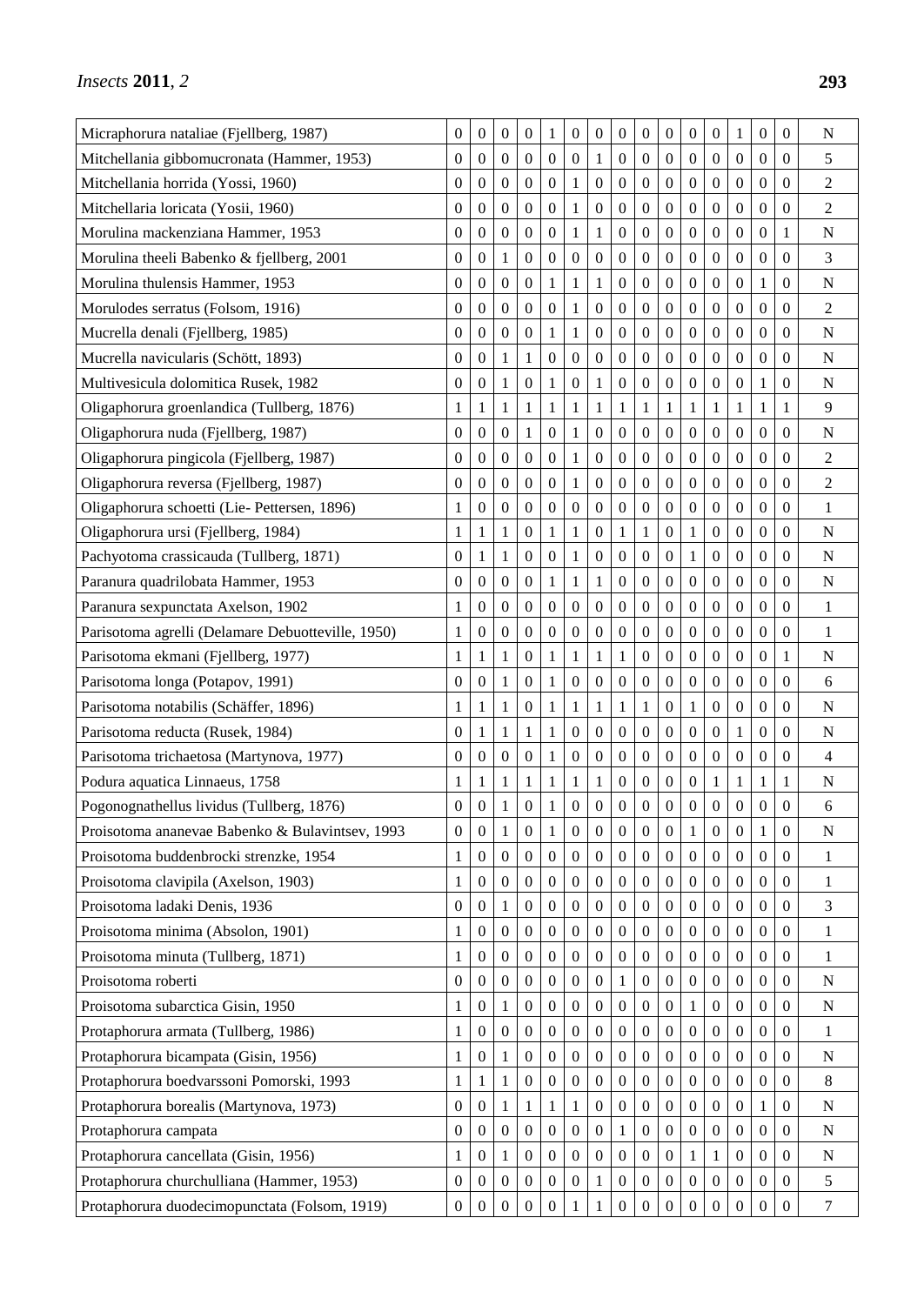| | | | | | | | | | | | | | | | | |
|---|---|---|---|---|---|---|---|---|---|---|---|---|---|---|---|---|
| Micraphorura nataliae (Fjellberg, 1987) | 0 | 0 | 0 | 0 | 1 | 0 | 0 | 0 | 0 | 0 | 0 | 0 | 1 | 0 | 0 | N |
| Mitchellania gibbomucronata (Hammer, 1953) | 0 | 0 | 0 | 0 | 0 | 0 | 1 | 0 | 0 | 0 | 0 | 0 | 0 | 0 | 0 | 5 |
| Mitchellania horrida (Yossi, 1960) | 0 | 0 | 0 | 0 | 0 | 1 | 0 | 0 | 0 | 0 | 0 | 0 | 0 | 0 | 0 | 2 |
| Mitchellaria loricata (Yosii, 1960) | 0 | 0 | 0 | 0 | 0 | 1 | 0 | 0 | 0 | 0 | 0 | 0 | 0 | 0 | 0 | 2 |
| Morulina mackenziana Hammer, 1953 | 0 | 0 | 0 | 0 | 0 | 1 | 1 | 0 | 0 | 0 | 0 | 0 | 0 | 0 | 1 | N |
| Morulina theeli Babenko & fjellberg, 2001 | 0 | 0 | 1 | 0 | 0 | 0 | 0 | 0 | 0 | 0 | 0 | 0 | 0 | 0 | 0 | 3 |
| Morulina thulensis Hammer, 1953 | 0 | 0 | 0 | 0 | 1 | 1 | 1 | 0 | 0 | 0 | 0 | 0 | 0 | 1 | 0 | N |
| Morulodes serratus (Folsom, 1916) | 0 | 0 | 0 | 0 | 0 | 1 | 0 | 0 | 0 | 0 | 0 | 0 | 0 | 0 | 0 | 2 |
| Mucrella denali (Fjellberg, 1985) | 0 | 0 | 0 | 0 | 1 | 1 | 0 | 0 | 0 | 0 | 0 | 0 | 0 | 0 | 0 | N |
| Mucrella navicularis (Schött, 1893) | 0 | 0 | 1 | 1 | 0 | 0 | 0 | 0 | 0 | 0 | 0 | 0 | 0 | 0 | 0 | N |
| Multivesicula dolomitica Rusek, 1982 | 0 | 0 | 1 | 0 | 1 | 0 | 1 | 0 | 0 | 0 | 0 | 0 | 0 | 1 | 0 | N |
| Oligaphorura groenlandica (Tullberg, 1876) | 1 | 1 | 1 | 1 | 1 | 1 | 1 | 1 | 1 | 1 | 1 | 1 | 1 | 1 | 1 | 9 |
| Oligaphorura nuda (Fjellberg, 1987) | 0 | 0 | 0 | 1 | 0 | 1 | 0 | 0 | 0 | 0 | 0 | 0 | 0 | 0 | 0 | N |
| Oligaphorura pingicola (Fjellberg, 1987) | 0 | 0 | 0 | 0 | 0 | 1 | 0 | 0 | 0 | 0 | 0 | 0 | 0 | 0 | 0 | 2 |
| Oligaphorura reversa (Fjellberg, 1987) | 0 | 0 | 0 | 0 | 0 | 1 | 0 | 0 | 0 | 0 | 0 | 0 | 0 | 0 | 0 | 2 |
| Oligaphorura schoetti (Lie- Pettersen, 1896) | 1 | 0 | 0 | 0 | 0 | 0 | 0 | 0 | 0 | 0 | 0 | 0 | 0 | 0 | 0 | 1 |
| Oligaphorura ursi (Fjellberg, 1984) | 1 | 1 | 1 | 0 | 1 | 1 | 0 | 1 | 1 | 0 | 1 | 0 | 0 | 0 | 0 | N |
| Pachyotoma crassicauda (Tullberg, 1871) | 0 | 1 | 1 | 0 | 0 | 1 | 0 | 0 | 0 | 0 | 1 | 0 | 0 | 0 | 0 | N |
| Paranura quadrilobata Hammer, 1953 | 0 | 0 | 0 | 0 | 1 | 1 | 1 | 0 | 0 | 0 | 0 | 0 | 0 | 0 | 0 | N |
| Paranura sexpunctata Axelson, 1902 | 1 | 0 | 0 | 0 | 0 | 0 | 0 | 0 | 0 | 0 | 0 | 0 | 0 | 0 | 0 | 1 |
| Parisotoma agrelli (Delamare Deboutteville, 1950) | 1 | 0 | 0 | 0 | 0 | 0 | 0 | 0 | 0 | 0 | 0 | 0 | 0 | 0 | 0 | 1 |
| Parisotoma ekmani (Fjellberg, 1977) | 1 | 1 | 1 | 0 | 1 | 1 | 1 | 1 | 0 | 0 | 0 | 0 | 0 | 0 | 1 | N |
| Parisotoma longa (Potapov, 1991) | 0 | 0 | 1 | 0 | 1 | 0 | 0 | 0 | 0 | 0 | 0 | 0 | 0 | 0 | 0 | 6 |
| Parisotoma notabilis (Schäffer, 1896) | 1 | 1 | 1 | 0 | 1 | 1 | 1 | 1 | 1 | 0 | 1 | 0 | 0 | 0 | 0 | N |
| Parisotoma reducta (Rusek, 1984) | 0 | 1 | 1 | 1 | 1 | 0 | 0 | 0 | 0 | 0 | 0 | 0 | 1 | 0 | 0 | N |
| Parisotoma trichaetosa (Martynova, 1977) | 0 | 0 | 0 | 0 | 1 | 0 | 0 | 0 | 0 | 0 | 0 | 0 | 0 | 0 | 0 | 4 |
| Podura aquatica Linnaeus, 1758 | 1 | 1 | 1 | 1 | 1 | 1 | 1 | 0 | 0 | 0 | 0 | 1 | 1 | 1 | 1 | N |
| Pogonognathellus lividus (Tullberg, 1876) | 0 | 0 | 1 | 0 | 1 | 0 | 0 | 0 | 0 | 0 | 0 | 0 | 0 | 0 | 0 | 6 |
| Proisotoma ananevae Babenko & Bulavintsev, 1993 | 0 | 0 | 1 | 0 | 1 | 0 | 0 | 0 | 0 | 0 | 1 | 0 | 0 | 1 | 0 | N |
| Proisotoma buddenbrocki strenzke, 1954 | 1 | 0 | 0 | 0 | 0 | 0 | 0 | 0 | 0 | 0 | 0 | 0 | 0 | 0 | 0 | 1 |
| Proisotoma clavipila (Axelson, 1903) | 1 | 0 | 0 | 0 | 0 | 0 | 0 | 0 | 0 | 0 | 0 | 0 | 0 | 0 | 0 | 1 |
| Proisotoma ladaki Denis, 1936 | 0 | 0 | 1 | 0 | 0 | 0 | 0 | 0 | 0 | 0 | 0 | 0 | 0 | 0 | 0 | 3 |
| Proisotoma minima (Absolon, 1901) | 1 | 0 | 0 | 0 | 0 | 0 | 0 | 0 | 0 | 0 | 0 | 0 | 0 | 0 | 0 | 1 |
| Proisotoma minuta (Tullberg, 1871) | 1 | 0 | 0 | 0 | 0 | 0 | 0 | 0 | 0 | 0 | 0 | 0 | 0 | 0 | 0 | 1 |
| Proisotoma roberti | 0 | 0 | 0 | 0 | 0 | 0 | 0 | 1 | 0 | 0 | 0 | 0 | 0 | 0 | 0 | N |
| Proisotoma subarctica Gisin, 1950 | 1 | 0 | 1 | 0 | 0 | 0 | 0 | 0 | 0 | 0 | 1 | 0 | 0 | 0 | 0 | N |
| Protaphorura armata (Tullberg, 1986) | 1 | 0 | 0 | 0 | 0 | 0 | 0 | 0 | 0 | 0 | 0 | 0 | 0 | 0 | 0 | 1 |
| Protaphorura bicampata (Gisin, 1956) | 1 | 0 | 1 | 0 | 0 | 0 | 0 | 0 | 0 | 0 | 0 | 0 | 0 | 0 | 0 | N |
| Protaphorura boedvarssoni Pomorski, 1993 | 1 | 1 | 1 | 0 | 0 | 0 | 0 | 0 | 0 | 0 | 0 | 0 | 0 | 0 | 0 | 8 |
| Protaphorura borealis (Martynova, 1973) | 0 | 0 | 1 | 1 | 1 | 1 | 0 | 0 | 0 | 0 | 0 | 0 | 0 | 1 | 0 | N |
| Protaphorura campata | 0 | 0 | 0 | 0 | 0 | 0 | 0 | 1 | 0 | 0 | 0 | 0 | 0 | 0 | 0 | N |
| Protaphorura cancellata (Gisin, 1956) | 1 | 0 | 1 | 0 | 0 | 0 | 0 | 0 | 0 | 0 | 1 | 1 | 0 | 0 | 0 | N |
| Protaphorura churchulliana (Hammer, 1953) | 0 | 0 | 0 | 0 | 0 | 0 | 1 | 0 | 0 | 0 | 0 | 0 | 0 | 0 | 0 | 5 |
| Protaphorura duodecimopunctata (Folsom, 1919) | 0 | 0 | 0 | 0 | 0 | 1 | 1 | 0 | 0 | 0 | 0 | 0 | 0 | 0 | 0 | 7 |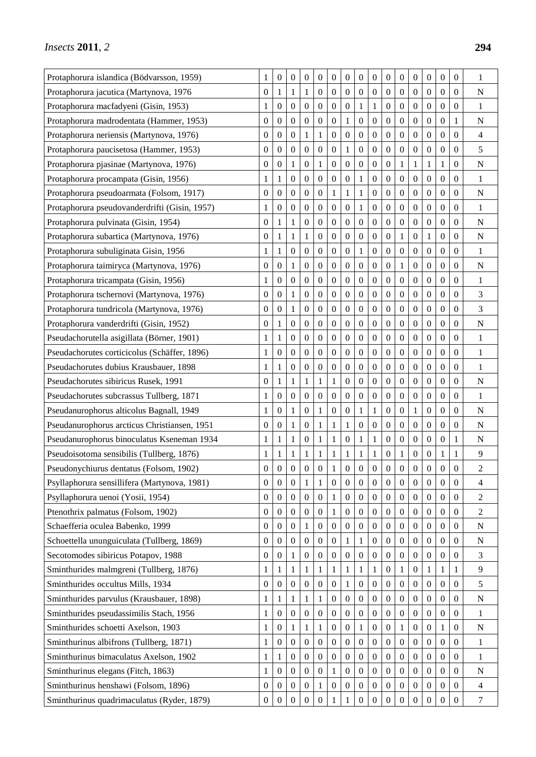| | | | | | | | | | | | | | | | | |
|---|---|---|---|---|---|---|---|---|---|---|---|---|---|---|---|---|
| Protaphorura islandica (Bödvarsson, 1959) | 1 | 0 | 0 | 0 | 0 | 0 | 0 | 0 | 0 | 0 | 0 | 0 | 0 | 0 | 0 | 1 |
| Protaphorura jacutica (Martynova, 1976 | 0 | 1 | 1 | 1 | 0 | 0 | 0 | 0 | 0 | 0 | 0 | 0 | 0 | 0 | 0 | N |
| Protaphorura macfadyeni (Gisin, 1953) | 1 | 0 | 0 | 0 | 0 | 0 | 0 | 1 | 1 | 0 | 0 | 0 | 0 | 0 | 0 | 1 |
| Protaphorura madrodentata (Hammer, 1953) | 0 | 0 | 0 | 0 | 0 | 0 | 1 | 0 | 0 | 0 | 0 | 0 | 0 | 0 | 1 | N |
| Protaphorura neriensis (Martynova, 1976) | 0 | 0 | 0 | 1 | 1 | 0 | 0 | 0 | 0 | 0 | 0 | 0 | 0 | 0 | 0 | 4 |
| Protaphorura paucisetosa (Hammer, 1953) | 0 | 0 | 0 | 0 | 0 | 0 | 1 | 0 | 0 | 0 | 0 | 0 | 0 | 0 | 0 | 5 |
| Protaphorura pjasinae (Martynova, 1976) | 0 | 0 | 1 | 0 | 1 | 0 | 0 | 0 | 0 | 0 | 1 | 1 | 1 | 1 | 0 | N |
| Protaphorura procampata (Gisin, 1956) | 1 | 1 | 0 | 0 | 0 | 0 | 0 | 1 | 0 | 0 | 0 | 0 | 0 | 0 | 0 | 1 |
| Protaphorura pseudoarmata (Folsom, 1917) | 0 | 0 | 0 | 0 | 0 | 1 | 1 | 1 | 0 | 0 | 0 | 0 | 0 | 0 | 0 | N |
| Protaphorura pseudovanderdrifti (Gisin, 1957) | 1 | 0 | 0 | 0 | 0 | 0 | 0 | 1 | 0 | 0 | 0 | 0 | 0 | 0 | 0 | 1 |
| Protaphorura pulvinata (Gisin, 1954) | 0 | 1 | 1 | 0 | 0 | 0 | 0 | 0 | 0 | 0 | 0 | 0 | 0 | 0 | 0 | N |
| Protaphorura subartica (Martynova, 1976) | 0 | 1 | 1 | 1 | 0 | 0 | 0 | 0 | 0 | 0 | 1 | 0 | 1 | 0 | 0 | N |
| Protaphorura subuliginata Gisin, 1956 | 1 | 1 | 0 | 0 | 0 | 0 | 0 | 1 | 0 | 0 | 0 | 0 | 0 | 0 | 0 | 1 |
| Protaphorura taimiryca (Martynova, 1976) | 0 | 0 | 1 | 0 | 0 | 0 | 0 | 0 | 0 | 0 | 1 | 0 | 0 | 0 | 0 | N |
| Protaphorura tricampata (Gisin, 1956) | 1 | 0 | 0 | 0 | 0 | 0 | 0 | 0 | 0 | 0 | 0 | 0 | 0 | 0 | 0 | 1 |
| Protaphorura tschernovi (Martynova, 1976) | 0 | 0 | 1 | 0 | 0 | 0 | 0 | 0 | 0 | 0 | 0 | 0 | 0 | 0 | 0 | 3 |
| Protaphorura tundricola (Martynova, 1976) | 0 | 0 | 1 | 0 | 0 | 0 | 0 | 0 | 0 | 0 | 0 | 0 | 0 | 0 | 0 | 3 |
| Protaphorura vanderdrifti (Gisin, 1952) | 0 | 1 | 0 | 0 | 0 | 0 | 0 | 0 | 0 | 0 | 0 | 0 | 0 | 0 | 0 | N |
| Pseudachorutella asigillata (Börner, 1901) | 1 | 1 | 0 | 0 | 0 | 0 | 0 | 0 | 0 | 0 | 0 | 0 | 0 | 0 | 0 | 1 |
| Pseudachorutes corticicolus (Schäffer, 1896) | 1 | 0 | 0 | 0 | 0 | 0 | 0 | 0 | 0 | 0 | 0 | 0 | 0 | 0 | 0 | 1 |
| Pseudachorutes dubius Krausbauer, 1898 | 1 | 1 | 0 | 0 | 0 | 0 | 0 | 0 | 0 | 0 | 0 | 0 | 0 | 0 | 0 | 1 |
| Pseudachorutes sibiricus Rusek, 1991 | 0 | 1 | 1 | 1 | 1 | 1 | 0 | 0 | 0 | 0 | 0 | 0 | 0 | 0 | 0 | N |
| Pseudachorutes subcrassus Tullberg, 1871 | 1 | 0 | 0 | 0 | 0 | 0 | 0 | 0 | 0 | 0 | 0 | 0 | 0 | 0 | 0 | 1 |
| Pseudanurophorus alticolus Bagnall, 1949 | 1 | 0 | 1 | 0 | 1 | 0 | 0 | 1 | 1 | 0 | 0 | 1 | 0 | 0 | 0 | N |
| Pseudanurophorus arcticus Christiansen, 1951 | 0 | 0 | 1 | 0 | 1 | 1 | 1 | 0 | 0 | 0 | 0 | 0 | 0 | 0 | 0 | N |
| Pseudanurophorus binoculatus Kseneman 1934 | 1 | 1 | 1 | 0 | 1 | 1 | 0 | 1 | 1 | 0 | 0 | 0 | 0 | 0 | 1 | N |
| Pseudoisotoma sensibilis (Tullberg, 1876) | 1 | 1 | 1 | 1 | 1 | 1 | 1 | 1 | 1 | 0 | 1 | 0 | 0 | 1 | 1 | 9 |
| Pseudonychiurus dentatus (Folsom, 1902) | 0 | 0 | 0 | 0 | 0 | 1 | 0 | 0 | 0 | 0 | 0 | 0 | 0 | 0 | 0 | 2 |
| Psyllaphorura sensillifera (Martynova, 1981) | 0 | 0 | 0 | 1 | 1 | 0 | 0 | 0 | 0 | 0 | 0 | 0 | 0 | 0 | 0 | 4 |
| Psyllaphorura uenoi (Yosii, 1954) | 0 | 0 | 0 | 0 | 0 | 1 | 0 | 0 | 0 | 0 | 0 | 0 | 0 | 0 | 0 | 2 |
| Ptenothrix palmatus (Folsom, 1902) | 0 | 0 | 0 | 0 | 0 | 1 | 0 | 0 | 0 | 0 | 0 | 0 | 0 | 0 | 0 | 2 |
| Schaefferia oculea Babenko, 1999 | 0 | 0 | 0 | 1 | 0 | 0 | 0 | 0 | 0 | 0 | 0 | 0 | 0 | 0 | 0 | N |
| Schoettella ununguiculata (Tullberg, 1869) | 0 | 0 | 0 | 0 | 0 | 0 | 1 | 1 | 0 | 0 | 0 | 0 | 0 | 0 | 0 | N |
| Secotomodes sibiricus Potapov, 1988 | 0 | 0 | 1 | 0 | 0 | 0 | 0 | 0 | 0 | 0 | 0 | 0 | 0 | 0 | 0 | 3 |
| Sminthurides malmgreni (Tullberg, 1876) | 1 | 1 | 1 | 1 | 1 | 1 | 1 | 1 | 1 | 0 | 1 | 0 | 1 | 1 | 1 | 9 |
| Sminthurides occultus Mills, 1934 | 0 | 0 | 0 | 0 | 0 | 0 | 1 | 0 | 0 | 0 | 0 | 0 | 0 | 0 | 0 | 5 |
| Sminthurides parvulus (Krausbauer, 1898) | 1 | 1 | 1 | 1 | 1 | 0 | 0 | 0 | 0 | 0 | 0 | 0 | 0 | 0 | 0 | N |
| Sminthurides pseudassimilis Stach, 1956 | 1 | 0 | 0 | 0 | 0 | 0 | 0 | 0 | 0 | 0 | 0 | 0 | 0 | 0 | 0 | 1 |
| Sminthurides schoetti Axelson, 1903 | 1 | 0 | 1 | 1 | 1 | 0 | 0 | 1 | 0 | 0 | 1 | 0 | 0 | 1 | 0 | N |
| Sminthurinus albifrons (Tullberg, 1871) | 1 | 0 | 0 | 0 | 0 | 0 | 0 | 0 | 0 | 0 | 0 | 0 | 0 | 0 | 0 | 1 |
| Sminthurinus bimaculatus Axelson, 1902 | 1 | 1 | 0 | 0 | 0 | 0 | 0 | 0 | 0 | 0 | 0 | 0 | 0 | 0 | 0 | 1 |
| Sminthurinus elegans (Fitch, 1863) | 1 | 0 | 0 | 0 | 0 | 1 | 0 | 0 | 0 | 0 | 0 | 0 | 0 | 0 | 0 | N |
| Sminthurinus henshawi (Folsom, 1896) | 0 | 0 | 0 | 0 | 1 | 0 | 0 | 0 | 0 | 0 | 0 | 0 | 0 | 0 | 0 | 4 |
| Sminthurinus quadrimaculatus (Ryder, 1879) | 0 | 0 | 0 | 0 | 0 | 1 | 1 | 0 | 0 | 0 | 0 | 0 | 0 | 0 | 0 | 7 |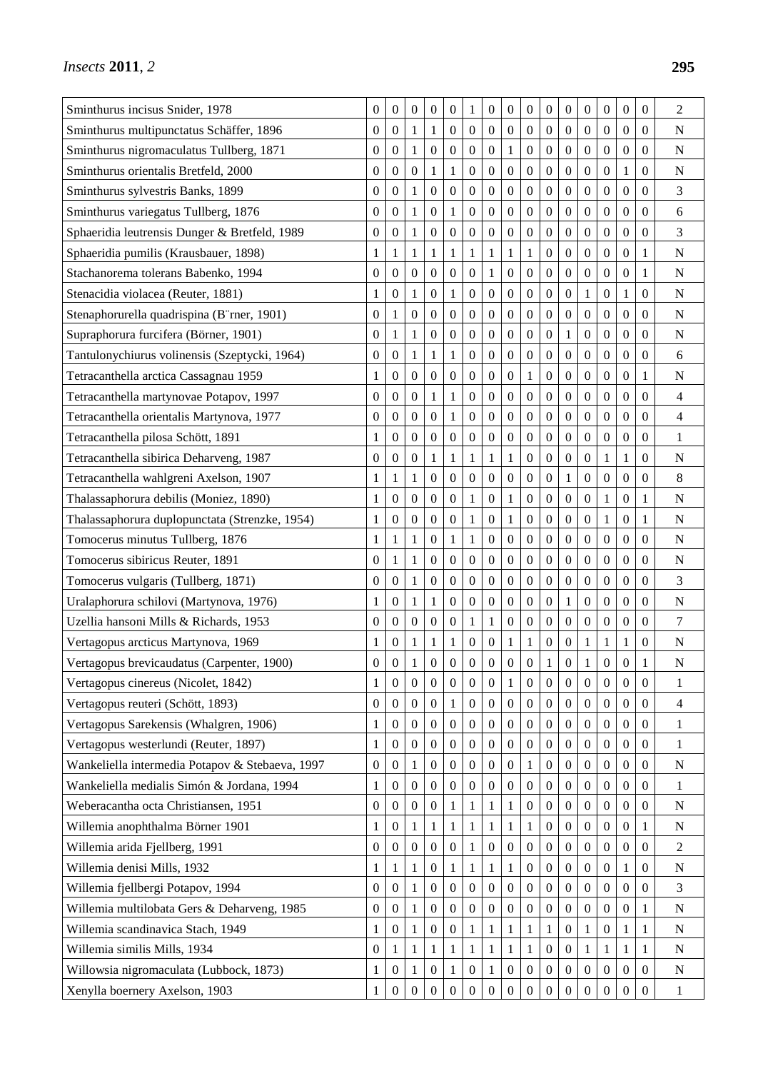| Sminthurus incisus Snider, 1978 | 0 | 0 | 0 | 0 | 0 | 1 | 0 | 0 | 0 | 0 | 0 | 0 | 0 | 0 | 0 | 2 |
|---|---|---|---|---|---|---|---|---|---|---|---|---|---|---|---|---|
| Sminthurus multipunctatus Schäffer, 1896 | 0 | 0 | 1 | 1 | 0 | 0 | 0 | 0 | 0 | 0 | 0 | 0 | 0 | 0 | 0 | N |
| Sminthurus nigromaculatus Tullberg, 1871 | 0 | 0 | 1 | 0 | 0 | 0 | 0 | 1 | 0 | 0 | 0 | 0 | 0 | 0 | 0 | N |
| Sminthurus orientalis Bretfeld, 2000 | 0 | 0 | 0 | 1 | 1 | 0 | 0 | 0 | 0 | 0 | 0 | 0 | 0 | 1 | 0 | N |
| Sminthurus sylvestris Banks, 1899 | 0 | 0 | 1 | 0 | 0 | 0 | 0 | 0 | 0 | 0 | 0 | 0 | 0 | 0 | 0 | 3 |
| Sminthurus variegatus Tullberg, 1876 | 0 | 0 | 1 | 0 | 1 | 0 | 0 | 0 | 0 | 0 | 0 | 0 | 0 | 0 | 0 | 6 |
| Sphaeridia leutrensis Dunger & Bretfeld, 1989 | 0 | 0 | 1 | 0 | 0 | 0 | 0 | 0 | 0 | 0 | 0 | 0 | 0 | 0 | 0 | 3 |
| Sphaeridia pumilis (Krausbauer, 1898) | 1 | 1 | 1 | 1 | 1 | 1 | 1 | 1 | 1 | 0 | 0 | 0 | 0 | 0 | 1 | N |
| Stachanorema tolerans Babenko, 1994 | 0 | 0 | 0 | 0 | 0 | 0 | 1 | 0 | 0 | 0 | 0 | 0 | 0 | 0 | 1 | N |
| Stenacidia violacea (Reuter, 1881) | 1 | 0 | 1 | 0 | 1 | 0 | 0 | 0 | 0 | 0 | 0 | 1 | 0 | 1 | 0 | N |
| Stenaphorurella quadrispina (B¨rner, 1901) | 0 | 1 | 0 | 0 | 0 | 0 | 0 | 0 | 0 | 0 | 0 | 0 | 0 | 0 | 0 | N |
| Supraphorura furcifera (Börner, 1901) | 0 | 1 | 1 | 0 | 0 | 0 | 0 | 0 | 0 | 0 | 1 | 0 | 0 | 0 | 0 | N |
| Tantulonychiurus volinensis (Szeptycki, 1964) | 0 | 0 | 1 | 1 | 1 | 0 | 0 | 0 | 0 | 0 | 0 | 0 | 0 | 0 | 0 | 6 |
| Tetracanthella arctica Cassagnau 1959 | 1 | 0 | 0 | 0 | 0 | 0 | 0 | 0 | 1 | 0 | 0 | 0 | 0 | 0 | 1 | N |
| Tetracanthella martynovae Potapov, 1997 | 0 | 0 | 0 | 1 | 1 | 0 | 0 | 0 | 0 | 0 | 0 | 0 | 0 | 0 | 0 | 4 |
| Tetracanthella orientalis Martynova, 1977 | 0 | 0 | 0 | 0 | 1 | 0 | 0 | 0 | 0 | 0 | 0 | 0 | 0 | 0 | 0 | 4 |
| Tetracanthella pilosa Schött, 1891 | 1 | 0 | 0 | 0 | 0 | 0 | 0 | 0 | 0 | 0 | 0 | 0 | 0 | 0 | 0 | 1 |
| Tetracanthella sibirica Deharveng, 1987 | 0 | 0 | 0 | 1 | 1 | 1 | 1 | 1 | 0 | 0 | 0 | 0 | 1 | 1 | 0 | N |
| Tetracanthella wahlgreni Axelson, 1907 | 1 | 1 | 1 | 0 | 0 | 0 | 0 | 0 | 0 | 0 | 1 | 0 | 0 | 0 | 0 | 8 |
| Thalassaphorura debilis (Moniez, 1890) | 1 | 0 | 0 | 0 | 0 | 1 | 0 | 1 | 0 | 0 | 0 | 0 | 1 | 0 | 1 | N |
| Thalassaphorura duplopunctata (Strenzke, 1954) | 1 | 0 | 0 | 0 | 0 | 1 | 0 | 1 | 0 | 0 | 0 | 0 | 1 | 0 | 1 | N |
| Tomocerus minutus Tullberg, 1876 | 1 | 1 | 1 | 0 | 1 | 1 | 0 | 0 | 0 | 0 | 0 | 0 | 0 | 0 | 0 | N |
| Tomocerus sibiricus Reuter, 1891 | 0 | 1 | 1 | 0 | 0 | 0 | 0 | 0 | 0 | 0 | 0 | 0 | 0 | 0 | 0 | N |
| Tomocerus vulgaris (Tullberg, 1871) | 0 | 0 | 1 | 0 | 0 | 0 | 0 | 0 | 0 | 0 | 0 | 0 | 0 | 0 | 0 | 3 |
| Uralaphorura schilovi (Martynova, 1976) | 1 | 0 | 1 | 1 | 0 | 0 | 0 | 0 | 0 | 0 | 1 | 0 | 0 | 0 | 0 | N |
| Uzellia hansoni Mills & Richards, 1953 | 0 | 0 | 0 | 0 | 0 | 1 | 1 | 0 | 0 | 0 | 0 | 0 | 0 | 0 | 0 | 7 |
| Vertagopus arcticus Martynova, 1969 | 1 | 0 | 1 | 1 | 1 | 0 | 0 | 1 | 1 | 0 | 0 | 1 | 1 | 1 | 0 | N |
| Vertagopus brevicaudatus (Carpenter, 1900) | 0 | 0 | 1 | 0 | 0 | 0 | 0 | 0 | 0 | 1 | 0 | 1 | 0 | 0 | 1 | N |
| Vertagopus cinereus (Nicolet, 1842) | 1 | 0 | 0 | 0 | 0 | 0 | 0 | 1 | 0 | 0 | 0 | 0 | 0 | 0 | 0 | 1 |
| Vertagopus reuteri (Schött, 1893) | 0 | 0 | 0 | 0 | 1 | 0 | 0 | 0 | 0 | 0 | 0 | 0 | 0 | 0 | 0 | 4 |
| Vertagopus Sarekensis (Whalgren, 1906) | 1 | 0 | 0 | 0 | 0 | 0 | 0 | 0 | 0 | 0 | 0 | 0 | 0 | 0 | 0 | 1 |
| Vertagopus westerlundi (Reuter, 1897) | 1 | 0 | 0 | 0 | 0 | 0 | 0 | 0 | 0 | 0 | 0 | 0 | 0 | 0 | 0 | 1 |
| Wankeliella intermedia Potapov & Stebaeva, 1997 | 0 | 0 | 1 | 0 | 0 | 0 | 0 | 0 | 1 | 0 | 0 | 0 | 0 | 0 | 0 | N |
| Wankeliella medialis Simón & Jordana, 1994 | 1 | 0 | 0 | 0 | 0 | 0 | 0 | 0 | 0 | 0 | 0 | 0 | 0 | 0 | 0 | 1 |
| Weberacantha octa Christiansen, 1951 | 0 | 0 | 0 | 0 | 1 | 1 | 1 | 1 | 0 | 0 | 0 | 0 | 0 | 0 | 0 | N |
| Willemia anophthalma Börner 1901 | 1 | 0 | 1 | 1 | 1 | 1 | 1 | 1 | 1 | 0 | 0 | 0 | 0 | 0 | 1 | N |
| Willemia arida Fjellberg, 1991 | 0 | 0 | 0 | 0 | 0 | 1 | 0 | 0 | 0 | 0 | 0 | 0 | 0 | 0 | 0 | 2 |
| Willemia denisi Mills, 1932 | 1 | 1 | 1 | 0 | 1 | 1 | 1 | 1 | 0 | 0 | 0 | 0 | 0 | 1 | 0 | N |
| Willemia fjellbergi Potapov, 1994 | 0 | 0 | 1 | 0 | 0 | 0 | 0 | 0 | 0 | 0 | 0 | 0 | 0 | 0 | 0 | 3 |
| Willemia multilobata Gers & Deharveng, 1985 | 0 | 0 | 1 | 0 | 0 | 0 | 0 | 0 | 0 | 0 | 0 | 0 | 0 | 0 | 1 | N |
| Willemia scandinavica Stach, 1949 | 1 | 0 | 1 | 0 | 0 | 1 | 1 | 1 | 1 | 1 | 0 | 1 | 0 | 1 | 1 | N |
| Willemia similis Mills, 1934 | 0 | 1 | 1 | 1 | 1 | 1 | 1 | 1 | 1 | 0 | 0 | 1 | 1 | 1 | 1 | N |
| Willowsia nigromaculata (Lubbock, 1873) | 1 | 0 | 1 | 0 | 1 | 0 | 1 | 0 | 0 | 0 | 0 | 0 | 0 | 0 | 0 | N |
| Xenylla boernery Axelson, 1903 | 1 | 0 | 0 | 0 | 0 | 0 | 0 | 0 | 0 | 0 | 0 | 0 | 0 | 0 | 0 | 1 |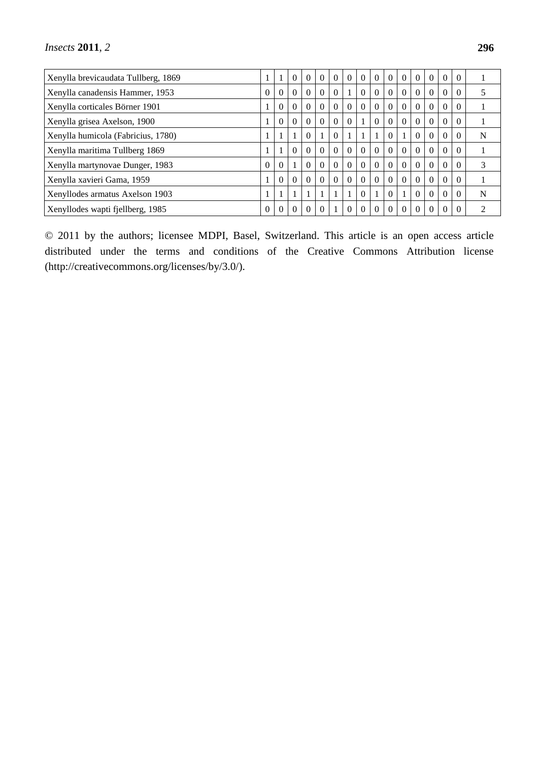| | | | | | | | | | | | | | | | | | |
|---|---|---|---|---|---|---|---|---|---|---|---|---|---|---|---|---|---|
| Xenylla brevicaudata Tullberg, 1869 | 1 | 1 | 0 | 0 | 0 | 0 | 0 | 0 | 0 | 0 | 0 | 0 | 0 | 0 | 0 | 0 | 1 |
| Xenylla canadensis Hammer, 1953 | 0 | 0 | 0 | 0 | 0 | 0 | 1 | 0 | 0 | 0 | 0 | 0 | 0 | 0 | 0 | 0 | 5 |
| Xenylla corticales Börner 1901 | 1 | 0 | 0 | 0 | 0 | 0 | 0 | 0 | 0 | 0 | 0 | 0 | 0 | 0 | 0 | 0 | 1 |
| Xenylla grisea Axelson, 1900 | 1 | 0 | 0 | 0 | 0 | 0 | 0 | 1 | 0 | 0 | 0 | 0 | 0 | 0 | 0 | 0 | 1 |
| Xenylla humicola (Fabricius, 1780) | 1 | 1 | 1 | 0 | 1 | 0 | 1 | 1 | 1 | 0 | 1 | 0 | 0 | 0 | 0 | 0 | N |
| Xenylla maritima Tullberg 1869 | 1 | 1 | 0 | 0 | 0 | 0 | 0 | 0 | 0 | 0 | 0 | 0 | 0 | 0 | 0 | 0 | 1 |
| Xenylla martynovae Dunger, 1983 | 0 | 0 | 1 | 0 | 0 | 0 | 0 | 0 | 0 | 0 | 0 | 0 | 0 | 0 | 0 | 0 | 3 |
| Xenylla xavieri Gama, 1959 | 1 | 0 | 0 | 0 | 0 | 0 | 0 | 0 | 0 | 0 | 0 | 0 | 0 | 0 | 0 | 0 | 1 |
| Xenyllodes armatus Axelson 1903 | 1 | 1 | 1 | 1 | 1 | 1 | 1 | 0 | 1 | 0 | 1 | 0 | 0 | 0 | 0 | 0 | N |
| Xenyllodes wapti fjellberg, 1985 | 0 | 0 | 0 | 0 | 0 | 1 | 0 | 0 | 0 | 0 | 0 | 0 | 0 | 0 | 0 | 0 | 2 |

© 2011 by the authors; licensee MDPI, Basel, Switzerland. This article is an open access article distributed under the terms and conditions of the Creative Commons Attribution license (http://creativecommons.org/licenses/by/3.0/).